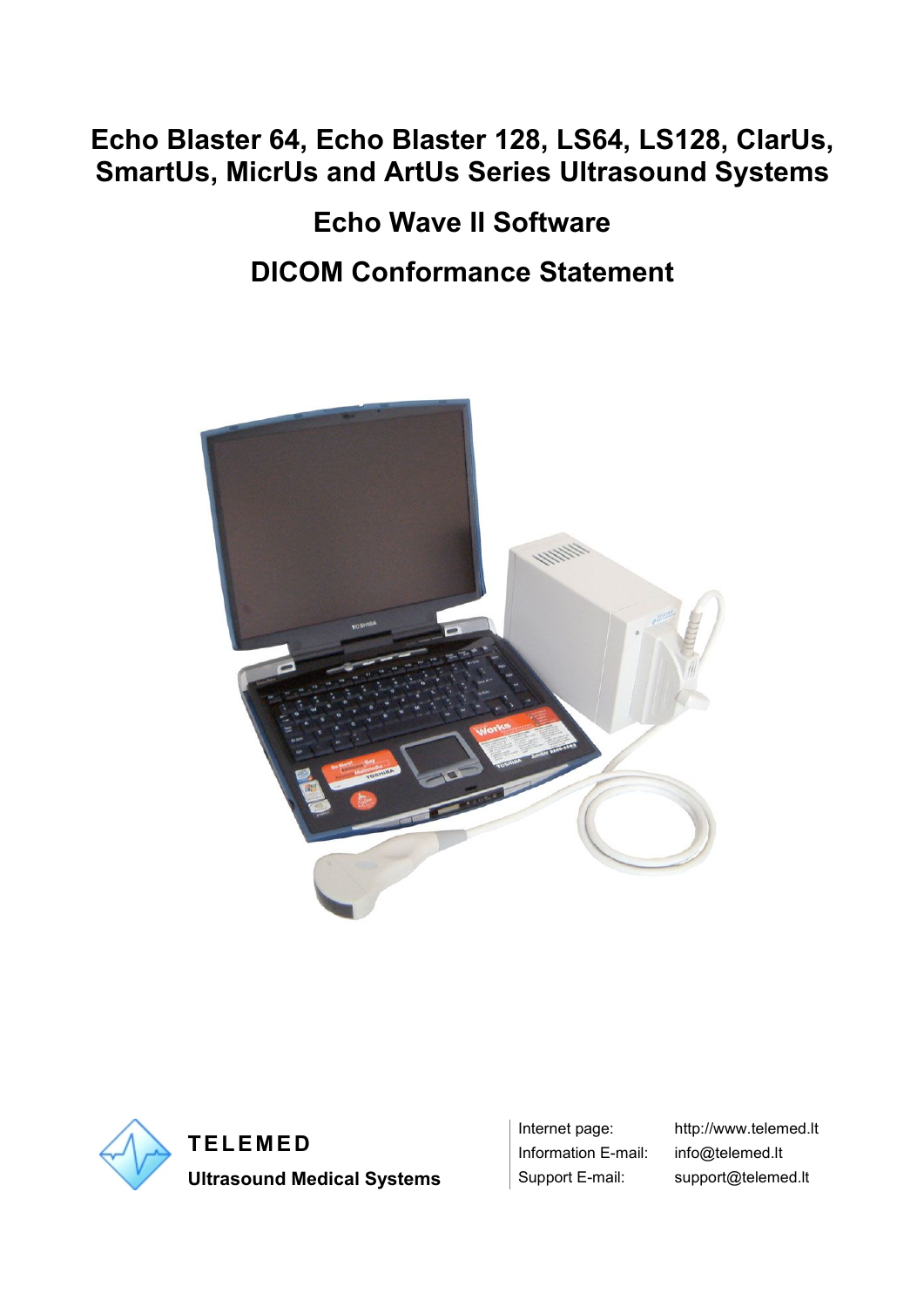# Echo Blaster 64, Echo Blaster 128, LS64, LS128, ClarUs, SmartUs, MicrUs and ArtUs Series Ultrasound Systems

## Echo Wave II Software

## DICOM Conformance Statement

**TELEMED**

**Ultrasound Medical Systems**

Internet page: http://www.telemed.lt
Information E-mail: info@telemed.lt
Support E-mail: support@telemed.lt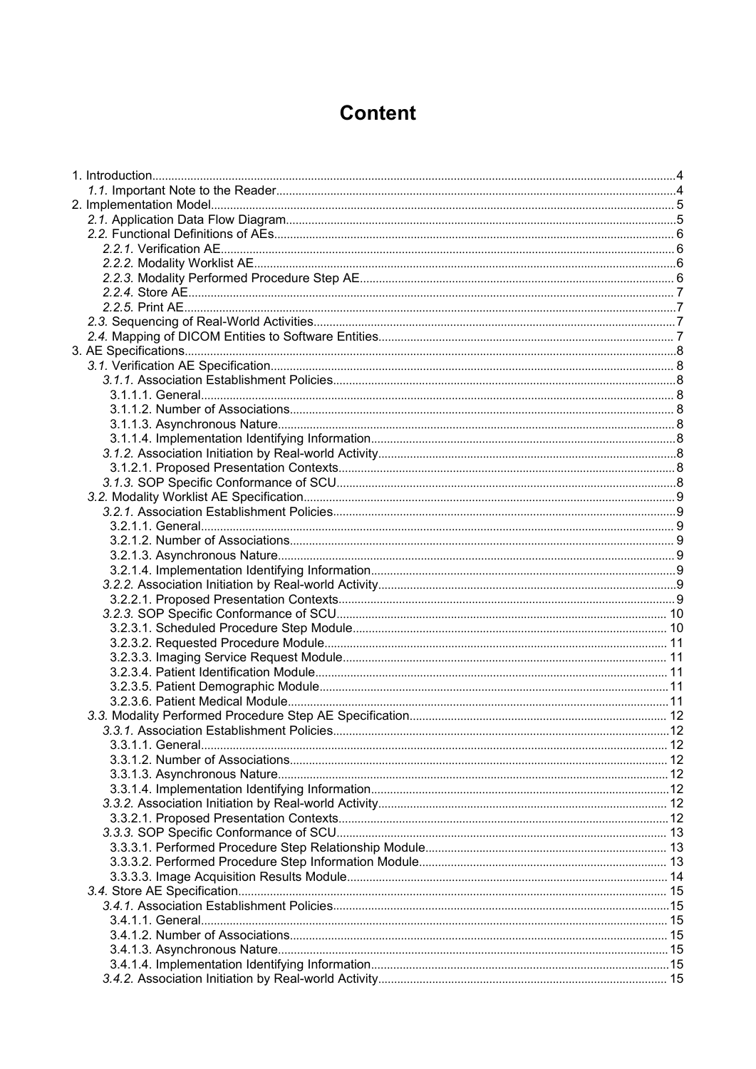# Content

1. Introduction....................................................................................................................4
   *1.1.* Important Note to the Reader..............................................................................4
2. Implementation Model.................................................................................................5
   *2.1.* Application Data Flow Diagram...........................................................................5
   *2.2.* Functional Definitions of AEs..............................................................................6
      *2.2.1.* Verification AE...............................................................................................6
      *2.2.2.* Modality Worklist AE......................................................................................6
      *2.2.3.* Modality Performed Procedure Step AE..........................................................6
      *2.2.4.* Store AE........................................................................................................7
      *2.2.5.* Print AE.........................................................................................................7
   *2.3.* Sequencing of Real-World Activities....................................................................7
   *2.4.* Mapping of DICOM Entities to Software Entities.................................................7
3. AE Specifications.........................................................................................................8
   *3.1.* Verification AE Specification...............................................................................8
      *3.1.1.* Association Establishment Policies.................................................................8
         3.1.1.1. General...................................................................................................8
         3.1.1.2. Number of Associations...........................................................................8
         3.1.1.3. Asynchronous Nature..............................................................................8
         3.1.1.4. Implementation Identifying Information....................................................8
      *3.1.2.* Association Initiation by Real-world Activity.....................................................8
         3.1.2.1. Proposed Presentation Contexts..............................................................8
      *3.1.3.* SOP Specific Conformance of SCU................................................................8
   *3.2.* Modality Worklist AE Specification......................................................................9
      *3.2.1.* Association Establishment Policies.................................................................9
         3.2.1.1. General...................................................................................................9
         3.2.1.2. Number of Associations...........................................................................9
         3.2.1.3. Asynchronous Nature..............................................................................9
         3.2.1.4. Implementation Identifying Information....................................................9
      *3.2.2.* Association Initiation by Real-world Activity.....................................................9
         3.2.2.1. Proposed Presentation Contexts..............................................................9
      *3.2.3.* SOP Specific Conformance of SCU................................................................10
         3.2.3.1. Scheduled Procedure Step Module..........................................................10
         3.2.3.2. Requested Procedure Module.................................................................11
         3.2.3.3. Imaging Service Request Module............................................................11
         3.2.3.4. Patient Identification Module...................................................................11
         3.2.3.5. Patient Demographic Module..................................................................11
         3.2.3.6. Patient Medical Module...........................................................................11
   *3.3.* Modality Performed Procedure Step AE Specification.........................................12
      *3.3.1.* Association Establishment Policies................................................................12
         3.3.1.1. General..................................................................................................12
         3.3.1.2. Number of Associations..........................................................................12
         3.3.1.3. Asynchronous Nature.............................................................................12
         3.3.1.4. Implementation Identifying Information...................................................12
      *3.3.2.* Association Initiation by Real-world Activity....................................................12
         3.3.2.1. Proposed Presentation Contexts.............................................................12
      *3.3.3.* SOP Specific Conformance of SCU...............................................................13
         3.3.3.1. Performed Procedure Step Relationship Module......................................13
         3.3.3.2. Performed Procedure Step Information Module........................................13
         3.3.3.3. Image Acquisition Results Module...........................................................14
   *3.4.* Store AE Specification.......................................................................................15
      *3.4.1.* Association Establishment Policies................................................................15
         3.4.1.1. General..................................................................................................15
         3.4.1.2. Number of Associations..........................................................................15
         3.4.1.3. Asynchronous Nature.............................................................................15
         3.4.1.4. Implementation Identifying Information...................................................15
      *3.4.2.* Association Initiation by Real-world Activity....................................................15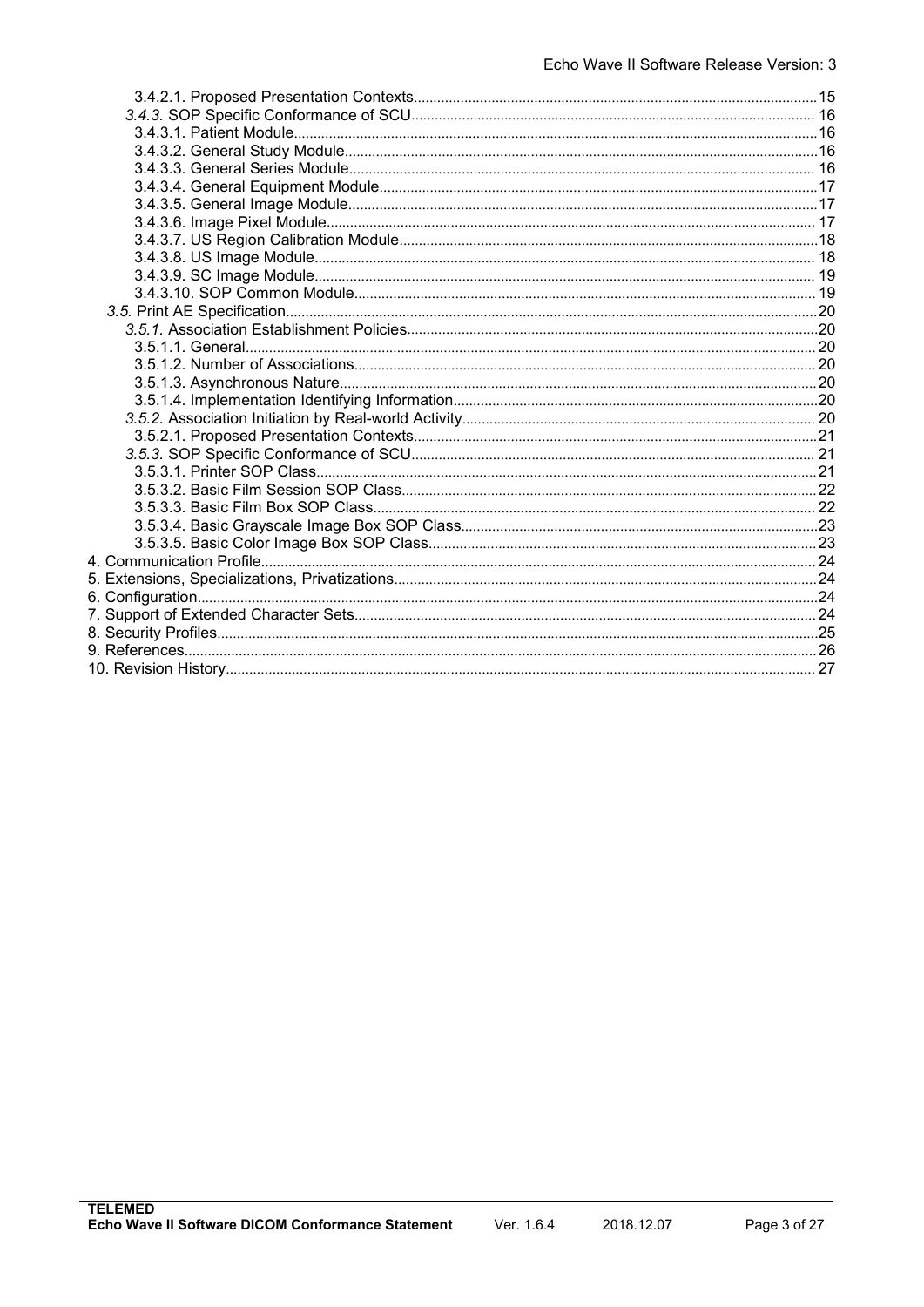3.4.2.1. Proposed Presentation Contexts....15
*3.4.3.* SOP Specific Conformance of SCU....16
3.4.3.1. Patient Module....16
3.4.3.2. General Study Module....16
3.4.3.3. General Series Module....16
3.4.3.4. General Equipment Module....17
3.4.3.5. General Image Module....17
3.4.3.6. Image Pixel Module....17
3.4.3.7. US Region Calibration Module....18
3.4.3.8. US Image Module....18
3.4.3.9. SC Image Module....19
3.4.3.10. SOP Common Module....19
*3.5.* Print AE Specification....20
*3.5.1.* Association Establishment Policies....20
3.5.1.1. General....20
3.5.1.2. Number of Associations....20
3.5.1.3. Asynchronous Nature....20
3.5.1.4. Implementation Identifying Information....20
*3.5.2.* Association Initiation by Real-world Activity....20
3.5.2.1. Proposed Presentation Contexts....21
*3.5.3.* SOP Specific Conformance of SCU....21
3.5.3.1. Printer SOP Class....21
3.5.3.2. Basic Film Session SOP Class....22
3.5.3.3. Basic Film Box SOP Class....22
3.5.3.4. Basic Grayscale Image Box SOP Class....23
3.5.3.5. Basic Color Image Box SOP Class....23
4. Communication Profile....24
5. Extensions, Specializations, Privatizations....24
6. Configuration....24
7. Support of Extended Character Sets....24
8. Security Profiles....25
9. References....26
10. Revision History....27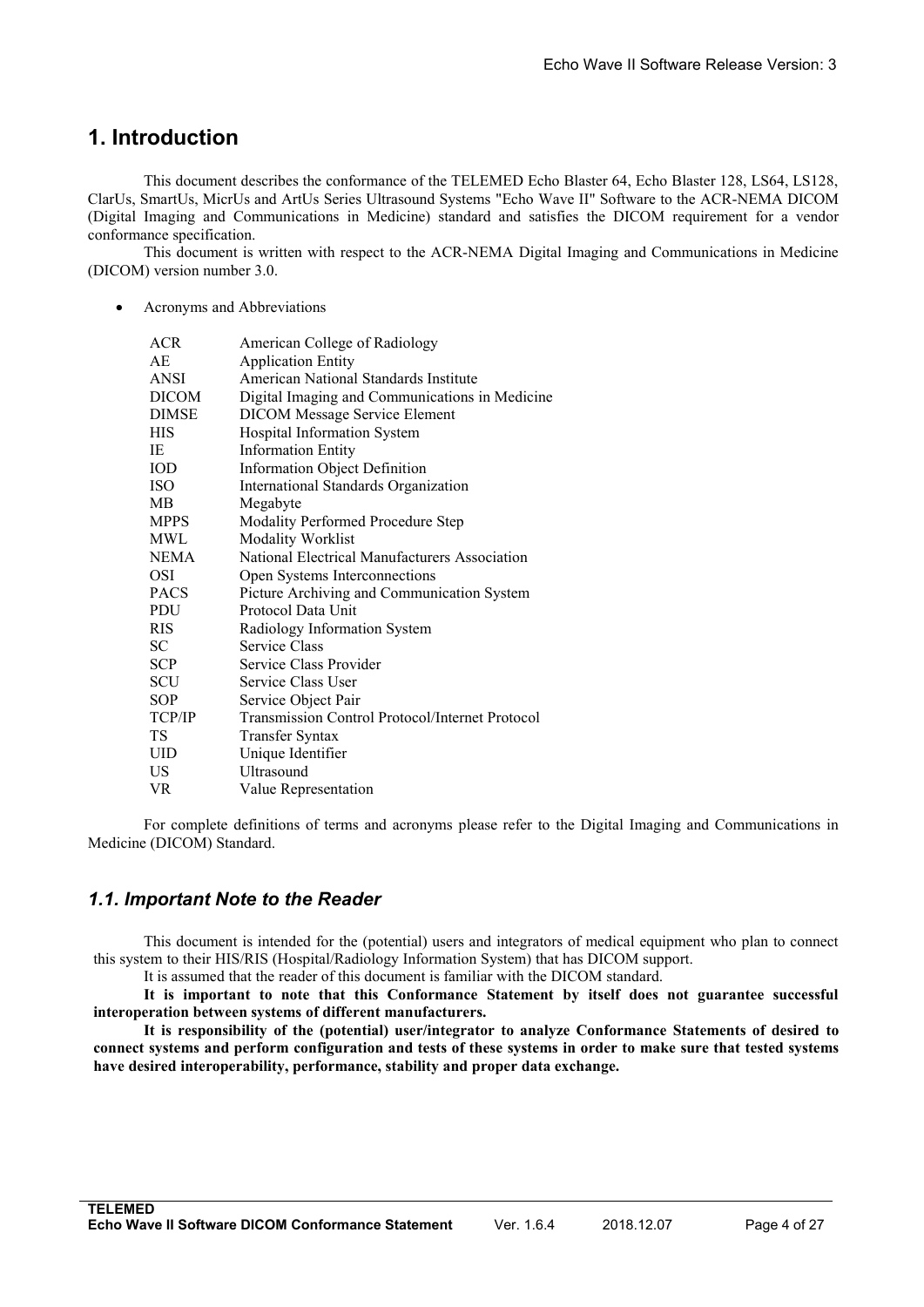# 1. Introduction

This document describes the conformance of the TELEMED Echo Blaster 64, Echo Blaster 128, LS64, LS128, ClarUs, SmartUs, MicrUs and ArtUs Series Ultrasound Systems "Echo Wave II" Software to the ACR-NEMA DICOM (Digital Imaging and Communications in Medicine) standard and satisfies the DICOM requirement for a vendor conformance specification.

This document is written with respect to the ACR-NEMA Digital Imaging and Communications in Medicine (DICOM) version number 3.0.

- Acronyms and Abbreviations

| | |
|---|---|
| ACR | American College of Radiology |
| AE | Application Entity |
| ANSI | American National Standards Institute |
| DICOM | Digital Imaging and Communications in Medicine |
| DIMSE | DICOM Message Service Element |
| HIS | Hospital Information System |
| IE | Information Entity |
| IOD | Information Object Definition |
| ISO | International Standards Organization |
| MB | Megabyte |
| MPPS | Modality Performed Procedure Step |
| MWL | Modality Worklist |
| NEMA | National Electrical Manufacturers Association |
| OSI | Open Systems Interconnections |
| PACS | Picture Archiving and Communication System |
| PDU | Protocol Data Unit |
| RIS | Radiology Information System |
| SC | Service Class |
| SCP | Service Class Provider |
| SCU | Service Class User |
| SOP | Service Object Pair |
| TCP/IP | Transmission Control Protocol/Internet Protocol |
| TS | Transfer Syntax |
| UID | Unique Identifier |
| US | Ultrasound |
| VR | Value Representation |

For complete definitions of terms and acronyms please refer to the Digital Imaging and Communications in Medicine (DICOM) Standard.

## *1.1. Important Note to the Reader*

This document is intended for the (potential) users and integrators of medical equipment who plan to connect this system to their HIS/RIS (Hospital/Radiology Information System) that has DICOM support.

It is assumed that the reader of this document is familiar with the DICOM standard.

**It is important to note that this Conformance Statement by itself does not guarantee successful interoperation between systems of different manufacturers.**

**It is responsibility of the (potential) user/integrator to analyze Conformance Statements of desired to connect systems and perform configuration and tests of these systems in order to make sure that tested systems have desired interoperability, performance, stability and proper data exchange.**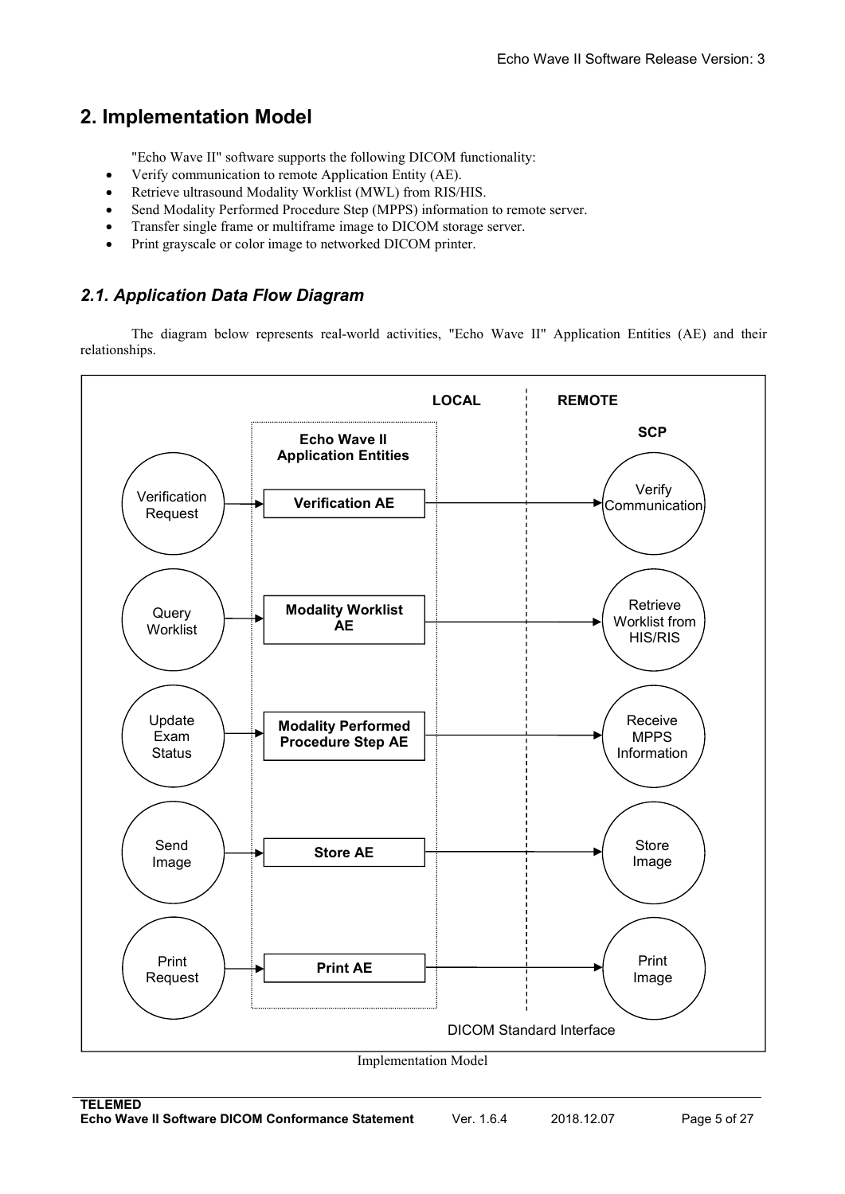## 2. Implementation Model

"Echo Wave II" software supports the following DICOM functionality:

- Verify communication to remote Application Entity (AE).
- Retrieve ultrasound Modality Worklist (MWL) from RIS/HIS.
- Send Modality Performed Procedure Step (MPPS) information to remote server.
- Transfer single frame or multiframe image to DICOM storage server.
- Print grayscale or color image to networked DICOM printer.

### *2.1. Application Data Flow Diagram*

The diagram below represents real-world activities, "Echo Wave II" Application Entities (AE) and their relationships.

| Real-World Activity (LOCAL) | Echo Wave II Application Entities | Remote (SCP) |
| --- | --- | --- |
| Verification Request | Verification AE | Verify Communication |
| Query Worklist | Modality Worklist AE | Retrieve Worklist from HIS/RIS |
| Update Exam Status | Modality Performed Procedure Step AE | Receive MPPS Information |
| Send Image | Store AE | Store Image |
| Print Request | Print AE | Print Image |

DICOM Standard Interface

Implementation Model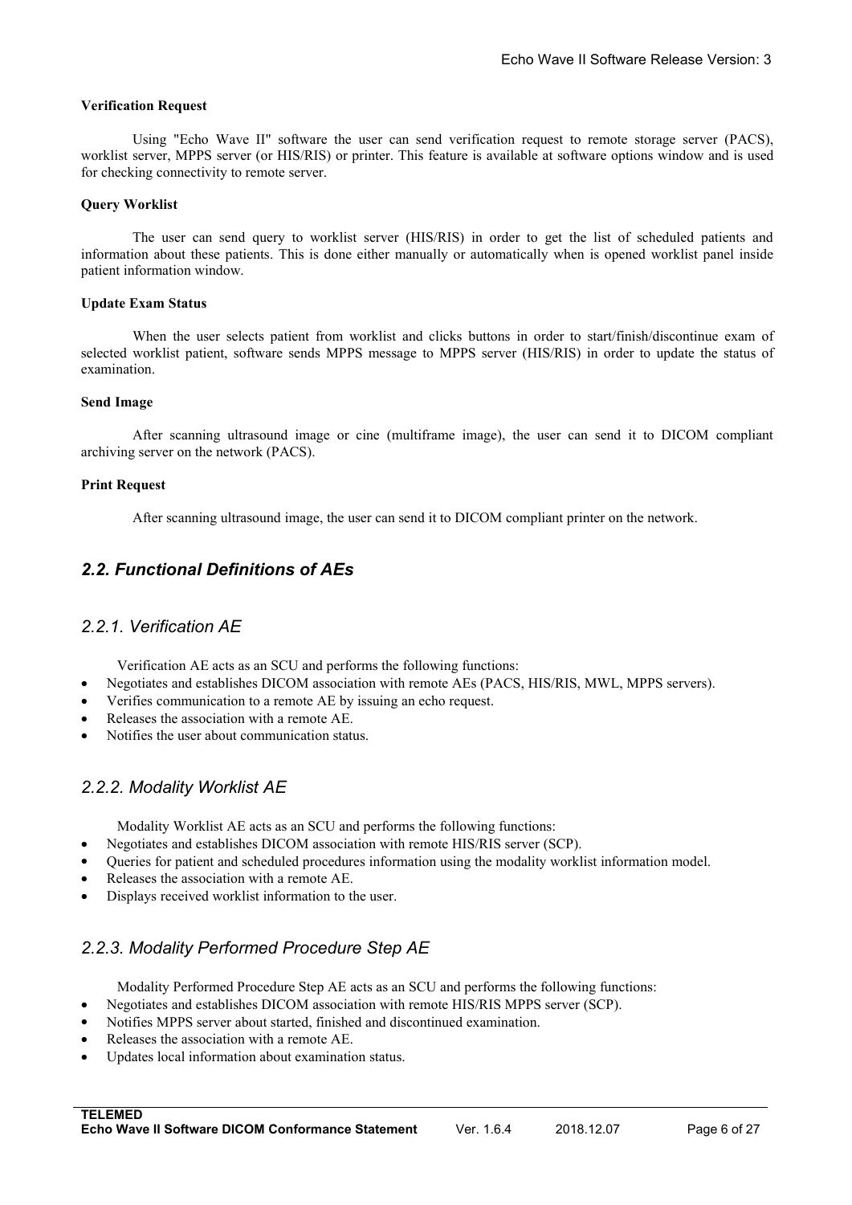**Verification Request**

Using "Echo Wave II" software the user can send verification request to remote storage server (PACS), worklist server, MPPS server (or HIS/RIS) or printer. This feature is available at software options window and is used for checking connectivity to remote server.

**Query Worklist**

The user can send query to worklist server (HIS/RIS) in order to get the list of scheduled patients and information about these patients. This is done either manually or automatically when is opened worklist panel inside patient information window.

**Update Exam Status**

When the user selects patient from worklist and clicks buttons in order to start/finish/discontinue exam of selected worklist patient, software sends MPPS message to MPPS server (HIS/RIS) in order to update the status of examination.

**Send Image**

After scanning ultrasound image or cine (multiframe image), the user can send it to DICOM compliant archiving server on the network (PACS).

**Print Request**

After scanning ultrasound image, the user can send it to DICOM compliant printer on the network.

## *2.2. Functional Definitions of AEs*

### *2.2.1. Verification AE*

Verification AE acts as an SCU and performs the following functions:

- Negotiates and establishes DICOM association with remote AEs (PACS, HIS/RIS, MWL, MPPS servers).
- Verifies communication to a remote AE by issuing an echo request.
- Releases the association with a remote AE.
- Notifies the user about communication status.

### *2.2.2. Modality Worklist AE*

Modality Worklist AE acts as an SCU and performs the following functions:

- Negotiates and establishes DICOM association with remote HIS/RIS server (SCP).
- Queries for patient and scheduled procedures information using the modality worklist information model.
- Releases the association with a remote AE.
- Displays received worklist information to the user.

### *2.2.3. Modality Performed Procedure Step AE*

Modality Performed Procedure Step AE acts as an SCU and performs the following functions:

- Negotiates and establishes DICOM association with remote HIS/RIS MPPS server (SCP).
- Notifies MPPS server about started, finished and discontinued examination.
- Releases the association with a remote AE.
- Updates local information about examination status.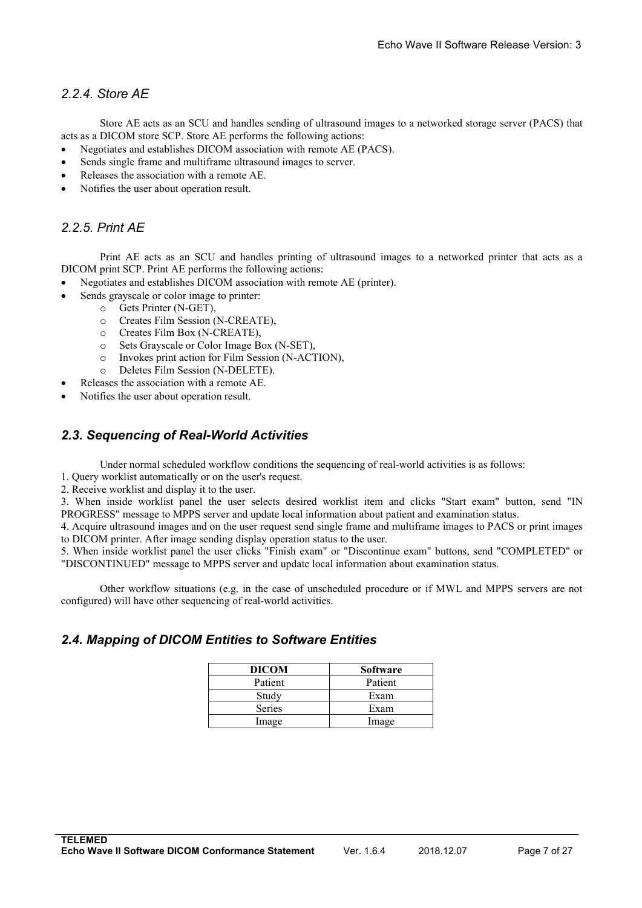### *2.2.4. Store AE*

Store AE acts as an SCU and handles sending of ultrasound images to a networked storage server (PACS) that acts as a DICOM store SCP. Store AE performs the following actions:

- Negotiates and establishes DICOM association with remote AE (PACS).
- Sends single frame and multiframe ultrasound images to server.
- Releases the association with a remote AE.
- Notifies the user about operation result.

### *2.2.5. Print AE*

Print AE acts as an SCU and handles printing of ultrasound images to a networked printer that acts as a DICOM print SCP. Print AE performs the following actions:

- Negotiates and establishes DICOM association with remote AE (printer).
- Sends grayscale or color image to printer:
  - Gets Printer (N-GET),
  - Creates Film Session (N-CREATE),
  - Creates Film Box (N-CREATE),
  - Sets Grayscale or Color Image Box (N-SET),
  - Invokes print action for Film Session (N-ACTION),
  - Deletes Film Session (N-DELETE).
- Releases the association with a remote AE.
- Notifies the user about operation result.

## *2.3. Sequencing of Real-World Activities*

Under normal scheduled workflow conditions the sequencing of real-world activities is as follows:

1. Query worklist automatically or on the user's request.
2. Receive worklist and display it to the user.
3. When inside worklist panel the user selects desired worklist item and clicks "Start exam" button, send "IN PROGRESS" message to MPPS server and update local information about patient and examination status.
4. Acquire ultrasound images and on the user request send single frame and multiframe images to PACS or print images to DICOM printer. After image sending display operation status to the user.
5. When inside worklist panel the user clicks "Finish exam" or "Discontinue exam" buttons, send "COMPLETED" or "DISCONTINUED" message to MPPS server and update local information about examination status.

Other workflow situations (e.g. in the case of unscheduled procedure or if MWL and MPPS servers are not configured) will have other sequencing of real-world activities.

## *2.4. Mapping of DICOM Entities to Software Entities*

| DICOM | Software |
|---|---|
| Patient | Patient |
| Study | Exam |
| Series | Exam |
| Image | Image |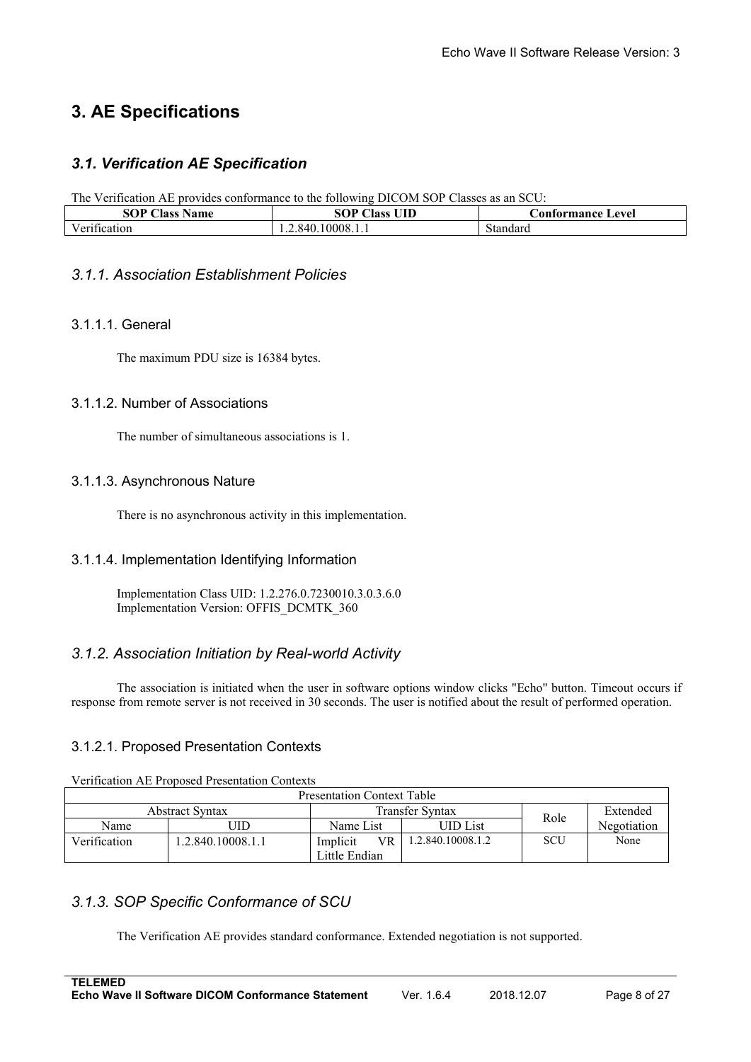# 3. AE Specifications

## 3.1. Verification AE Specification

The Verification AE provides conformance to the following DICOM SOP Classes as an SCU:

| SOP Class Name | SOP Class UID | Conformance Level |
|---|---|---|
| Verification | 1.2.840.10008.1.1 | Standard |

### 3.1.1. Association Establishment Policies

#### 3.1.1.1. General

The maximum PDU size is 16384 bytes.

#### 3.1.1.2. Number of Associations

The number of simultaneous associations is 1.

#### 3.1.1.3. Asynchronous Nature

There is no asynchronous activity in this implementation.

#### 3.1.1.4. Implementation Identifying Information

Implementation Class UID: 1.2.276.0.7230010.3.0.3.6.0
Implementation Version: OFFIS_DCMTK_360

### 3.1.2. Association Initiation by Real-world Activity

The association is initiated when the user in software options window clicks "Echo" button. Timeout occurs if response from remote server is not received in 30 seconds. The user is notified about the result of performed operation.

#### 3.1.2.1. Proposed Presentation Contexts

Verification AE Proposed Presentation Contexts

| Presentation Context Table | | | | | |
|---|---|---|---|---|---|
| Abstract Syntax | | Transfer Syntax | | Role | Extended Negotiation |
| Name | UID | Name List | UID List | | |
| Verification | 1.2.840.10008.1.1 | Implicit VR Little Endian | 1.2.840.10008.1.2 | SCU | None |

### 3.1.3. SOP Specific Conformance of SCU

The Verification AE provides standard conformance. Extended negotiation is not supported.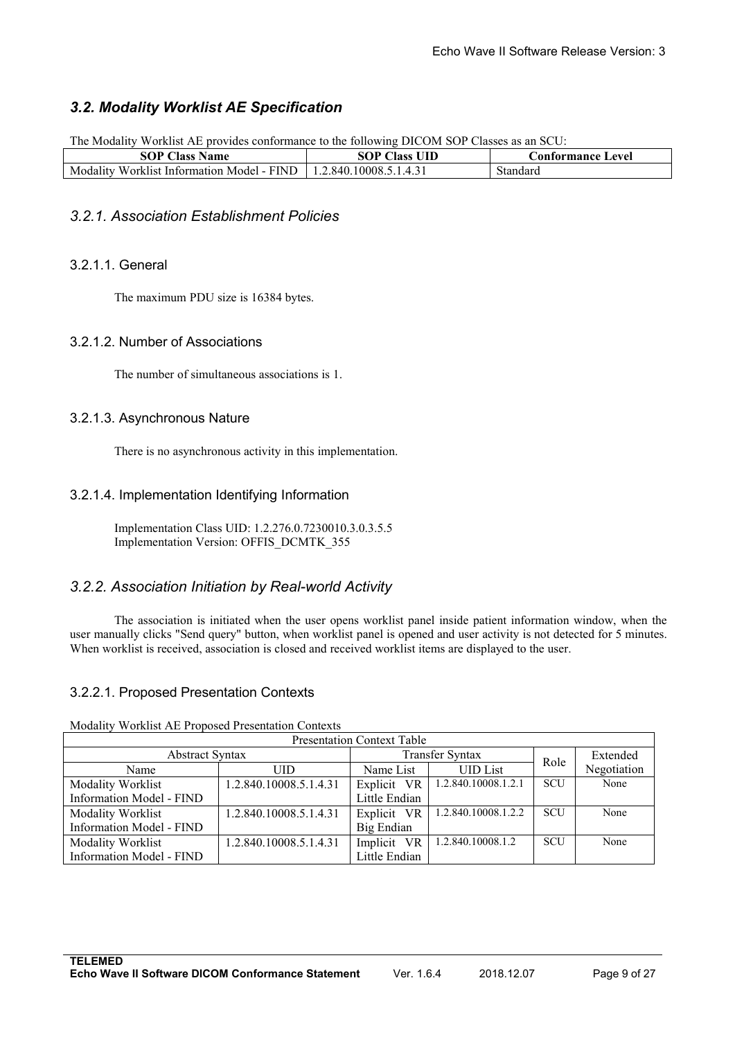### *3.2. Modality Worklist AE Specification*

The Modality Worklist AE provides conformance to the following DICOM SOP Classes as an SCU:

| SOP Class Name | SOP Class UID | Conformance Level |
|---|---|---|
| Modality Worklist Information Model - FIND | 1.2.840.10008.5.1.4.31 | Standard |

### *3.2.1. Association Establishment Policies*

#### 3.2.1.1. General

The maximum PDU size is 16384 bytes.

#### 3.2.1.2. Number of Associations

The number of simultaneous associations is 1.

#### 3.2.1.3. Asynchronous Nature

There is no asynchronous activity in this implementation.

#### 3.2.1.4. Implementation Identifying Information

Implementation Class UID: 1.2.276.0.7230010.3.0.3.5.5
Implementation Version: OFFIS_DCMTK_355

### *3.2.2. Association Initiation by Real-world Activity*

The association is initiated when the user opens worklist panel inside patient information window, when the user manually clicks "Send query" button, when worklist panel is opened and user activity is not detected for 5 minutes. When worklist is received, association is closed and received worklist items are displayed to the user.

#### 3.2.2.1. Proposed Presentation Contexts

Modality Worklist AE Proposed Presentation Contexts

| Presentation Context Table | | | | | |
|---|---|---|---|---|---|
| Abstract Syntax | | Transfer Syntax | | Role | Extended Negotiation |
| Name | UID | Name List | UID List | | |
| Modality Worklist Information Model - FIND | 1.2.840.10008.5.1.4.31 | Explicit VR Little Endian | 1.2.840.10008.1.2.1 | SCU | None |
| Modality Worklist Information Model - FIND | 1.2.840.10008.5.1.4.31 | Explicit VR Big Endian | 1.2.840.10008.1.2.2 | SCU | None |
| Modality Worklist Information Model - FIND | 1.2.840.10008.5.1.4.31 | Implicit VR Little Endian | 1.2.840.10008.1.2 | SCU | None |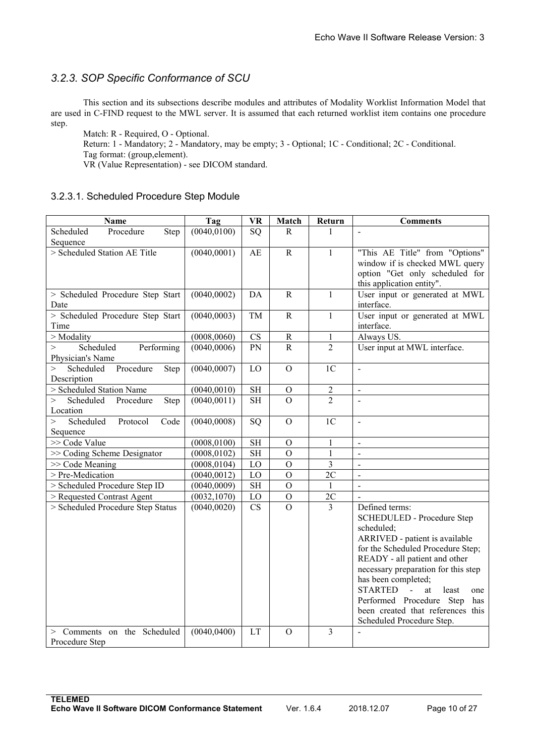### *3.2.3. SOP Specific Conformance of SCU*

This section and its subsections describe modules and attributes of Modality Worklist Information Model that are used in C-FIND request to the MWL server. It is assumed that each returned worklist item contains one procedure step.

Match: R - Required, O - Optional.

Return: 1 - Mandatory; 2 - Mandatory, may be empty; 3 - Optional; 1C - Conditional; 2C - Conditional.

Tag format: (group,element).

VR (Value Representation) - see DICOM standard.

#### 3.2.3.1. Scheduled Procedure Step Module

| Name | Tag | VR | Match | Return | Comments |
|---|---|---|---|---|---|
| Scheduled Procedure Step Sequence | (0040,0100) | SQ | R | 1 | - |
| > Scheduled Station AE Title | (0040,0001) | AE | R | 1 | "This AE Title" from "Options" window if is checked MWL query option "Get only scheduled for this application entity". |
| > Scheduled Procedure Step Start Date | (0040,0002) | DA | R | 1 | User input or generated at MWL interface. |
| > Scheduled Procedure Step Start Time | (0040,0003) | TM | R | 1 | User input or generated at MWL interface. |
| > Modality | (0008,0060) | CS | R | 1 | Always US. |
| > Scheduled Performing Physician's Name | (0040,0006) | PN | R | 2 | User input at MWL interface. |
| > Scheduled Procedure Step Description | (0040,0007) | LO | O | 1C | - |
| > Scheduled Station Name | (0040,0010) | SH | O | 2 | - |
| > Scheduled Procedure Step Location | (0040,0011) | SH | O | 2 | - |
| > Scheduled Protocol Code Sequence | (0040,0008) | SQ | O | 1C | - |
| >> Code Value | (0008,0100) | SH | O | 1 | - |
| >> Coding Scheme Designator | (0008,0102) | SH | O | 1 | - |
| >> Code Meaning | (0008,0104) | LO | O | 3 | - |
| > Pre-Medication | (0040,0012) | LO | O | 2C | - |
| > Scheduled Procedure Step ID | (0040,0009) | SH | O | 1 | - |
| > Requested Contrast Agent | (0032,1070) | LO | O | 2C | - |
| > Scheduled Procedure Step Status | (0040,0020) | CS | O | 3 | Defined terms: SCHEDULED - Procedure Step scheduled; ARRIVED - patient is available for the Scheduled Procedure Step; READY - all patient and other necessary preparation for this step has been completed; STARTED - at least one Performed Procedure Step has been created that references this Scheduled Procedure Step. |
| > Comments on the Scheduled Procedure Step | (0040,0400) | LT | O | 3 | - |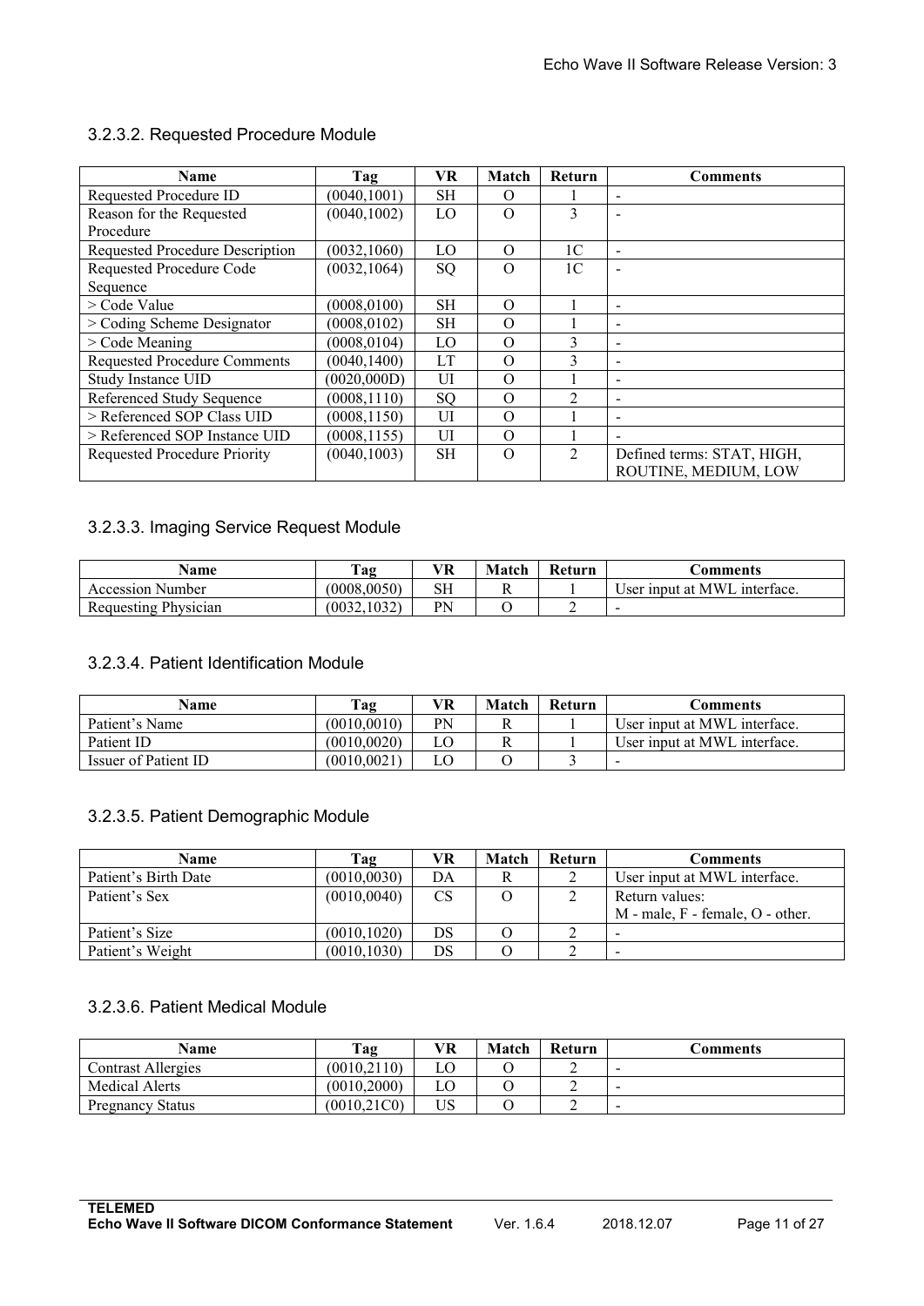### 3.2.3.2. Requested Procedure Module

| Name | Tag | VR | Match | Return | Comments |
|---|---|---|---|---|---|
| Requested Procedure ID | (0040,1001) | SH | O | 1 | - |
| Reason for the Requested Procedure | (0040,1002) | LO | O | 3 | - |
| Requested Procedure Description | (0032,1060) | LO | O | 1C | - |
| Requested Procedure Code Sequence | (0032,1064) | SQ | O | 1C | - |
| > Code Value | (0008,0100) | SH | O | 1 | - |
| > Coding Scheme Designator | (0008,0102) | SH | O | 1 | - |
| > Code Meaning | (0008,0104) | LO | O | 3 | - |
| Requested Procedure Comments | (0040,1400) | LT | O | 3 | - |
| Study Instance UID | (0020,000D) | UI | O | 1 | - |
| Referenced Study Sequence | (0008,1110) | SQ | O | 2 | - |
| > Referenced SOP Class UID | (0008,1150) | UI | O | 1 | - |
| > Referenced SOP Instance UID | (0008,1155) | UI | O | 1 | - |
| Requested Procedure Priority | (0040,1003) | SH | O | 2 | Defined terms: STAT, HIGH, ROUTINE, MEDIUM, LOW |

### 3.2.3.3. Imaging Service Request Module

| Name | Tag | VR | Match | Return | Comments |
|---|---|---|---|---|---|
| Accession Number | (0008,0050) | SH | R | 1 | User input at MWL interface. |
| Requesting Physician | (0032,1032) | PN | O | 2 | - |

### 3.2.3.4. Patient Identification Module

| Name | Tag | VR | Match | Return | Comments |
|---|---|---|---|---|---|
| Patient's Name | (0010,0010) | PN | R | 1 | User input at MWL interface. |
| Patient ID | (0010,0020) | LO | R | 1 | User input at MWL interface. |
| Issuer of Patient ID | (0010,0021) | LO | O | 3 | - |

### 3.2.3.5. Patient Demographic Module

| Name | Tag | VR | Match | Return | Comments |
|---|---|---|---|---|---|
| Patient's Birth Date | (0010,0030) | DA | R | 2 | User input at MWL interface. |
| Patient's Sex | (0010,0040) | CS | O | 2 | Return values:<br>M - male, F - female, O - other. |
| Patient's Size | (0010,1020) | DS | O | 2 | - |
| Patient's Weight | (0010,1030) | DS | O | 2 | - |

### 3.2.3.6. Patient Medical Module

| Name | Tag | VR | Match | Return | Comments |
|---|---|---|---|---|---|
| Contrast Allergies | (0010,2110) | LO | O | 2 | - |
| Medical Alerts | (0010,2000) | LO | O | 2 | - |
| Pregnancy Status | (0010,21C0) | US | O | 2 | - |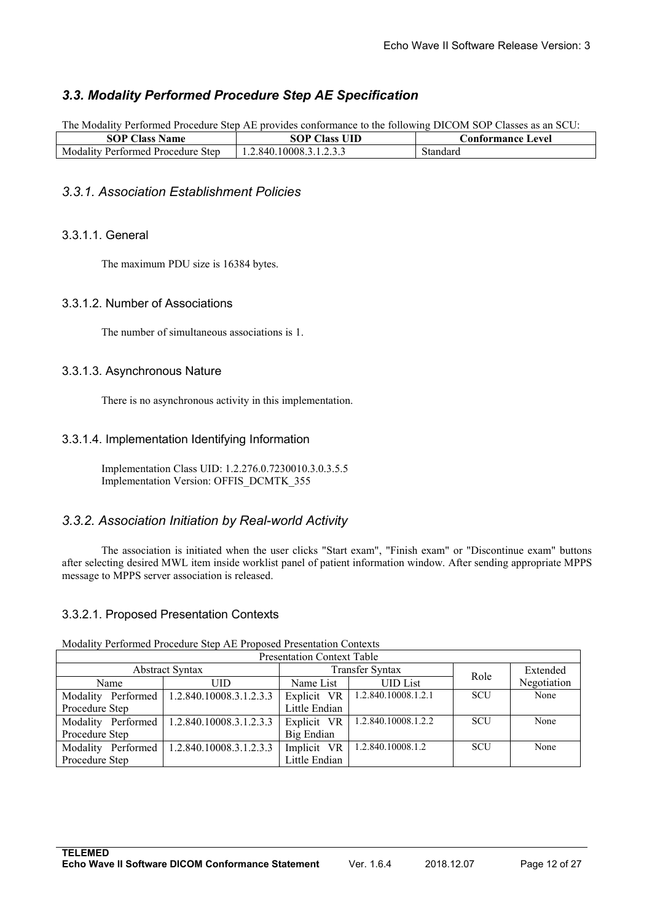## *3.3. Modality Performed Procedure Step AE Specification*

The Modality Performed Procedure Step AE provides conformance to the following DICOM SOP Classes as an SCU:

| SOP Class Name | SOP Class UID | Conformance Level |
|---|---|---|
| Modality Performed Procedure Step | 1.2.840.10008.3.1.2.3.3 | Standard |

### *3.3.1. Association Establishment Policies*

#### 3.3.1.1. General

The maximum PDU size is 16384 bytes.

#### 3.3.1.2. Number of Associations

The number of simultaneous associations is 1.

#### 3.3.1.3. Asynchronous Nature

There is no asynchronous activity in this implementation.

#### 3.3.1.4. Implementation Identifying Information

Implementation Class UID: 1.2.276.0.7230010.3.0.3.5.5
Implementation Version: OFFIS_DCMTK_355

### *3.3.2. Association Initiation by Real-world Activity*

The association is initiated when the user clicks "Start exam", "Finish exam" or "Discontinue exam" buttons after selecting desired MWL item inside worklist panel of patient information window. After sending appropriate MPPS message to MPPS server association is released.

#### 3.3.2.1. Proposed Presentation Contexts

Modality Performed Procedure Step AE Proposed Presentation Contexts

| Presentation Context Table | | | | | |
|---|---|---|---|---|---|
| Abstract Syntax | | Transfer Syntax | | Role | Extended Negotiation |
| Name | UID | Name List | UID List | | |
| Modality Performed Procedure Step | 1.2.840.10008.3.1.2.3.3 | Explicit VR Little Endian | 1.2.840.10008.1.2.1 | SCU | None |
| Modality Performed Procedure Step | 1.2.840.10008.3.1.2.3.3 | Explicit VR Big Endian | 1.2.840.10008.1.2.2 | SCU | None |
| Modality Performed Procedure Step | 1.2.840.10008.3.1.2.3.3 | Implicit VR Little Endian | 1.2.840.10008.1.2 | SCU | None |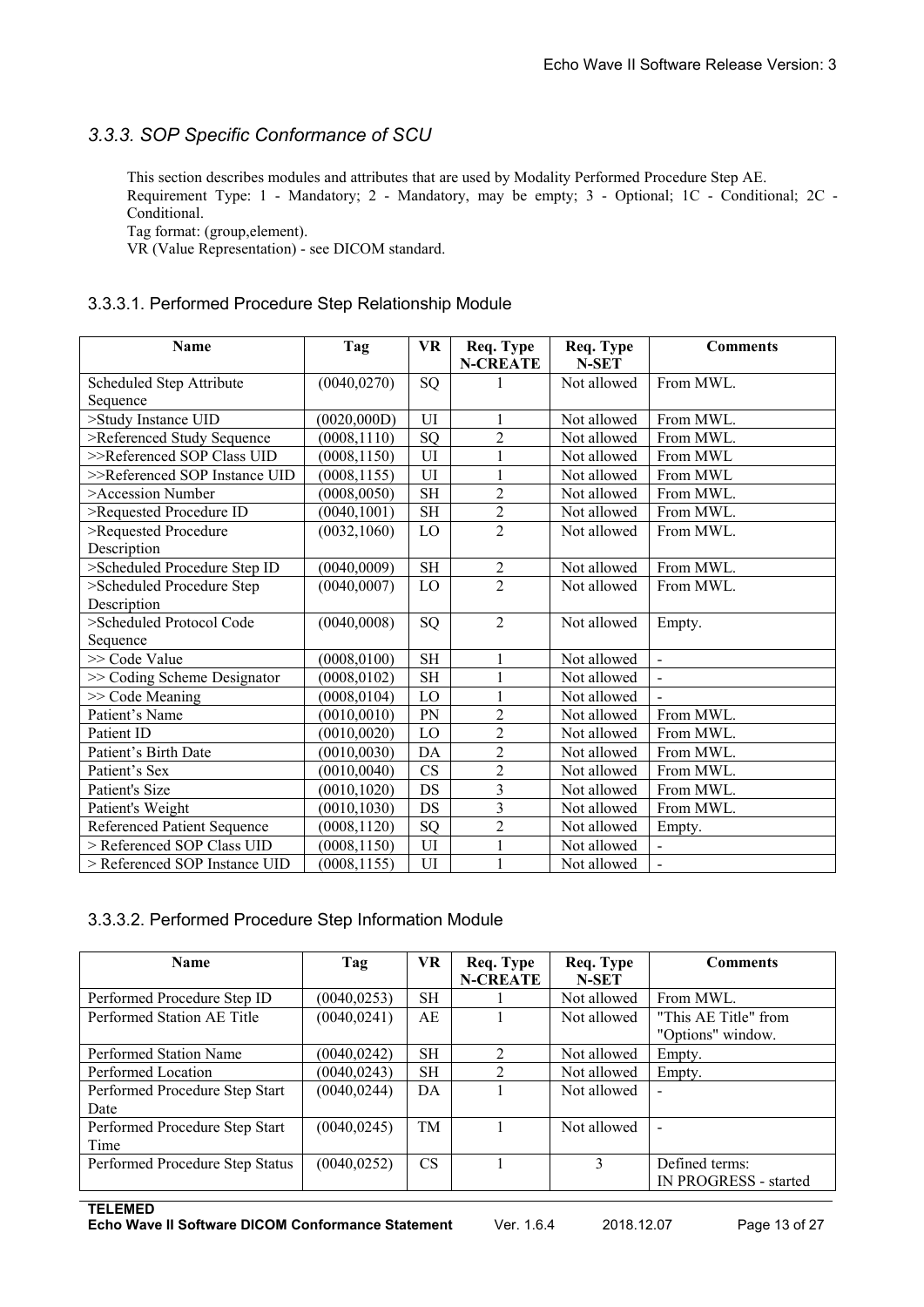### *3.3.3. SOP Specific Conformance of SCU*

This section describes modules and attributes that are used by Modality Performed Procedure Step AE.
Requirement Type: 1 - Mandatory; 2 - Mandatory, may be empty; 3 - Optional; 1C - Conditional; 2C - Conditional.
Tag format: (group,element).
VR (Value Representation) - see DICOM standard.

#### 3.3.3.1. Performed Procedure Step Relationship Module

| Name | Tag | VR | Req. Type N-CREATE | Req. Type N-SET | Comments |
|---|---|---|---|---|---|
| Scheduled Step Attribute Sequence | (0040,0270) | SQ | 1 | Not allowed | From MWL. |
| >Study Instance UID | (0020,000D) | UI | 1 | Not allowed | From MWL. |
| >Referenced Study Sequence | (0008,1110) | SQ | 2 | Not allowed | From MWL. |
| >>Referenced SOP Class UID | (0008,1150) | UI | 1 | Not allowed | From MWL |
| >>Referenced SOP Instance UID | (0008,1155) | UI | 1 | Not allowed | From MWL |
| >Accession Number | (0008,0050) | SH | 2 | Not allowed | From MWL. |
| >Requested Procedure ID | (0040,1001) | SH | 2 | Not allowed | From MWL. |
| >Requested Procedure Description | (0032,1060) | LO | 2 | Not allowed | From MWL. |
| >Scheduled Procedure Step ID | (0040,0009) | SH | 2 | Not allowed | From MWL. |
| >Scheduled Procedure Step Description | (0040,0007) | LO | 2 | Not allowed | From MWL. |
| >Scheduled Protocol Code Sequence | (0040,0008) | SQ | 2 | Not allowed | Empty. |
| >> Code Value | (0008,0100) | SH | 1 | Not allowed | - |
| >> Coding Scheme Designator | (0008,0102) | SH | 1 | Not allowed | - |
| >> Code Meaning | (0008,0104) | LO | 1 | Not allowed | - |
| Patient's Name | (0010,0010) | PN | 2 | Not allowed | From MWL. |
| Patient ID | (0010,0020) | LO | 2 | Not allowed | From MWL. |
| Patient's Birth Date | (0010,0030) | DA | 2 | Not allowed | From MWL. |
| Patient's Sex | (0010,0040) | CS | 2 | Not allowed | From MWL. |
| Patient's Size | (0010,1020) | DS | 3 | Not allowed | From MWL. |
| Patient's Weight | (0010,1030) | DS | 3 | Not allowed | From MWL. |
| Referenced Patient Sequence | (0008,1120) | SQ | 2 | Not allowed | Empty. |
| > Referenced SOP Class UID | (0008,1150) | UI | 1 | Not allowed | - |
| > Referenced SOP Instance UID | (0008,1155) | UI | 1 | Not allowed | - |

#### 3.3.3.2. Performed Procedure Step Information Module

| Name | Tag | VR | Req. Type N-CREATE | Req. Type N-SET | Comments |
|---|---|---|---|---|---|
| Performed Procedure Step ID | (0040,0253) | SH | 1 | Not allowed | From MWL. |
| Performed Station AE Title | (0040,0241) | AE | 1 | Not allowed | "This AE Title" from "Options" window. |
| Performed Station Name | (0040,0242) | SH | 2 | Not allowed | Empty. |
| Performed Location | (0040,0243) | SH | 2 | Not allowed | Empty. |
| Performed Procedure Step Start Date | (0040,0244) | DA | 1 | Not allowed | - |
| Performed Procedure Step Start Time | (0040,0245) | TM | 1 | Not allowed | - |
| Performed Procedure Step Status | (0040,0252) | CS | 1 | 3 | Defined terms: IN PROGRESS - started |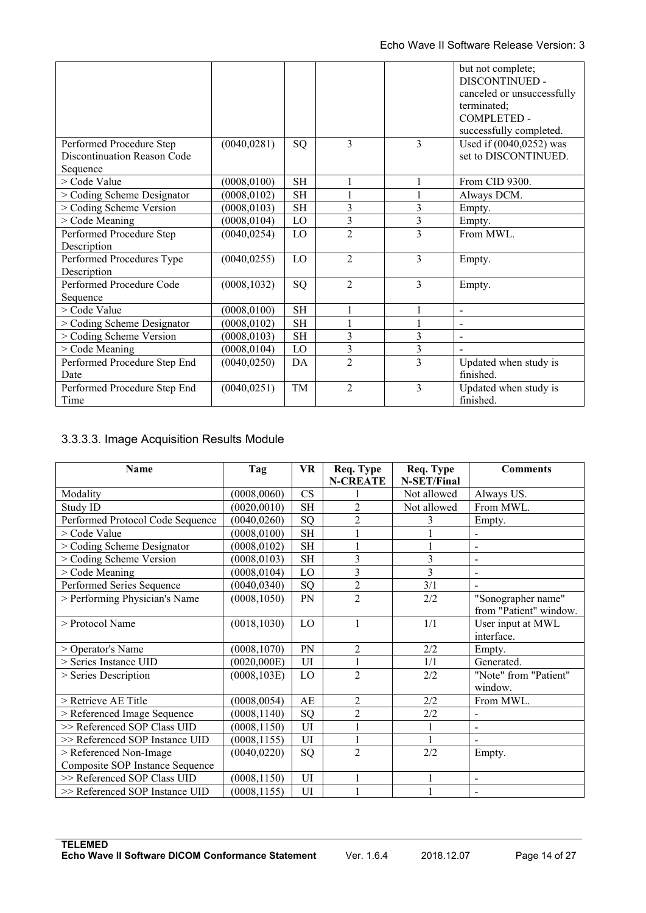| | | | | | but not complete; DISCONTINUED - canceled or unsuccessfully terminated; COMPLETED - successfully completed. |
|---|---|---|---|---|---|
| Performed Procedure Step Discontinuation Reason Code Sequence | (0040,0281) | SQ | 3 | 3 | Used if (0040,0252) was set to DISCONTINUED. |
| > Code Value | (0008,0100) | SH | 1 | 1 | From CID 9300. |
| > Coding Scheme Designator | (0008,0102) | SH | 1 | 1 | Always DCM. |
| > Coding Scheme Version | (0008,0103) | SH | 3 | 3 | Empty. |
| > Code Meaning | (0008,0104) | LO | 3 | 3 | Empty. |
| Performed Procedure Step Description | (0040,0254) | LO | 2 | 3 | From MWL. |
| Performed Procedures Type Description | (0040,0255) | LO | 2 | 3 | Empty. |
| Performed Procedure Code Sequence | (0008,1032) | SQ | 2 | 3 | Empty. |
| > Code Value | (0008,0100) | SH | 1 | 1 | - |
| > Coding Scheme Designator | (0008,0102) | SH | 1 | 1 | - |
| > Coding Scheme Version | (0008,0103) | SH | 3 | 3 | - |
| > Code Meaning | (0008,0104) | LO | 3 | 3 | - |
| Performed Procedure Step End Date | (0040,0250) | DA | 2 | 3 | Updated when study is finished. |
| Performed Procedure Step End Time | (0040,0251) | TM | 2 | 3 | Updated when study is finished. |

### 3.3.3.3. Image Acquisition Results Module

| Name | Tag | VR | Req. Type N-CREATE | Req. Type N-SET/Final | Comments |
|---|---|---|---|---|---|
| Modality | (0008,0060) | CS | 1 | Not allowed | Always US. |
| Study ID | (0020,0010) | SH | 2 | Not allowed | From MWL. |
| Performed Protocol Code Sequence | (0040,0260) | SQ | 2 | 3 | Empty. |
| > Code Value | (0008,0100) | SH | 1 | 1 | - |
| > Coding Scheme Designator | (0008,0102) | SH | 1 | 1 | - |
| > Coding Scheme Version | (0008,0103) | SH | 3 | 3 | - |
| > Code Meaning | (0008,0104) | LO | 3 | 3 | - |
| Performed Series Sequence | (0040,0340) | SQ | 2 | 3/1 | - |
| > Performing Physician's Name | (0008,1050) | PN | 2 | 2/2 | "Sonographer name" from "Patient" window. |
| > Protocol Name | (0018,1030) | LO | 1 | 1/1 | User input at MWL interface. |
| > Operator's Name | (0008,1070) | PN | 2 | 2/2 | Empty. |
| > Series Instance UID | (0020,000E) | UI | 1 | 1/1 | Generated. |
| > Series Description | (0008,103E) | LO | 2 | 2/2 | "Note" from "Patient" window. |
| > Retrieve AE Title | (0008,0054) | AE | 2 | 2/2 | From MWL. |
| > Referenced Image Sequence | (0008,1140) | SQ | 2 | 2/2 | - |
| >> Referenced SOP Class UID | (0008,1150) | UI | 1 | 1 | - |
| >> Referenced SOP Instance UID | (0008,1155) | UI | 1 | 1 | - |
| > Referenced Non-Image Composite SOP Instance Sequence | (0040,0220) | SQ | 2 | 2/2 | Empty. |
| >> Referenced SOP Class UID | (0008,1150) | UI | 1 | 1 | - |
| >> Referenced SOP Instance UID | (0008,1155) | UI | 1 | 1 | - |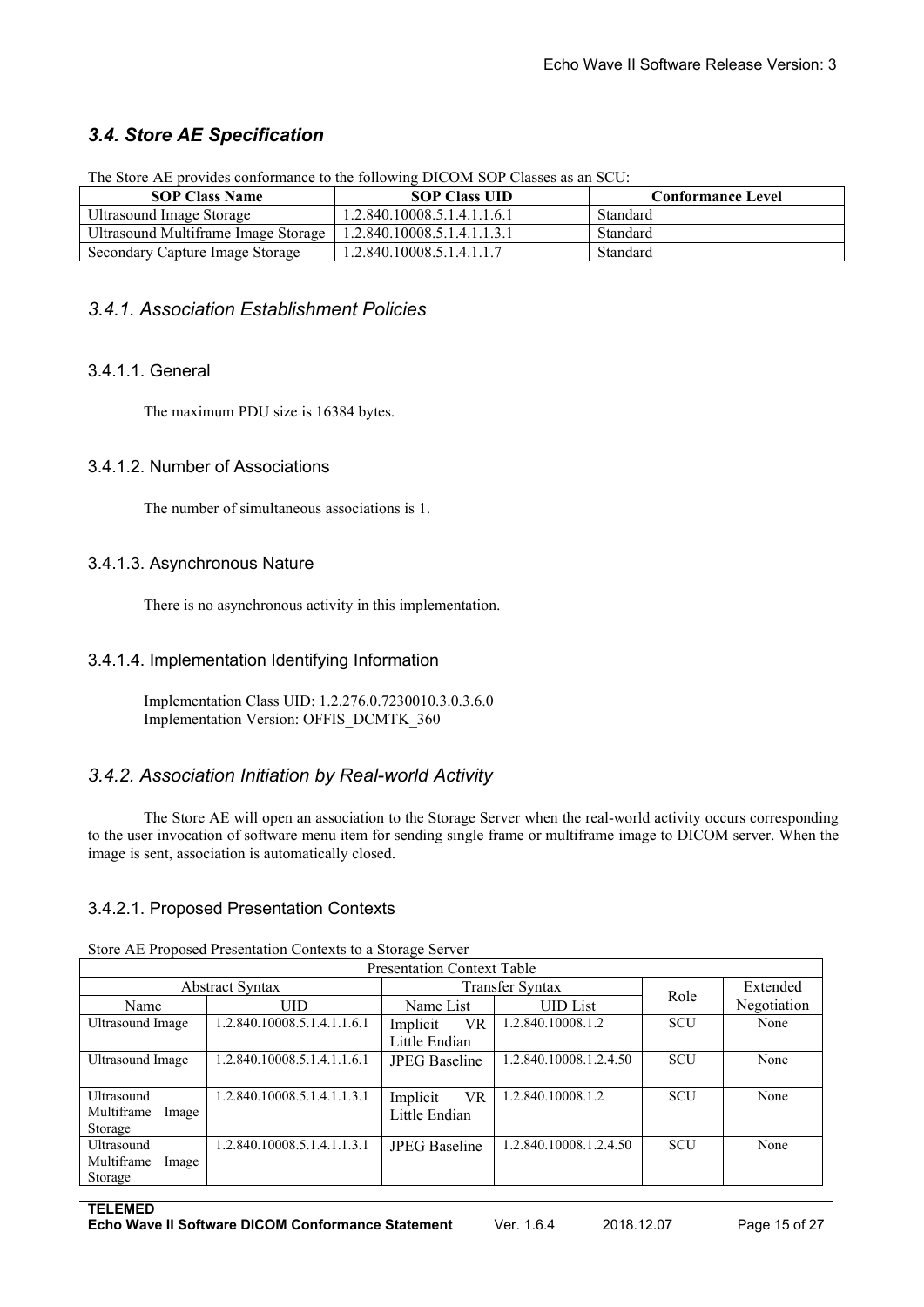### *3.4. Store AE Specification*

The Store AE provides conformance to the following DICOM SOP Classes as an SCU:

| SOP Class Name | SOP Class UID | Conformance Level |
|---|---|---|
| Ultrasound Image Storage | 1.2.840.10008.5.1.4.1.1.6.1 | Standard |
| Ultrasound Multiframe Image Storage | 1.2.840.10008.5.1.4.1.1.3.1 | Standard |
| Secondary Capture Image Storage | 1.2.840.10008.5.1.4.1.1.7 | Standard |

#### *3.4.1. Association Establishment Policies*

##### 3.4.1.1. General

The maximum PDU size is 16384 bytes.

##### 3.4.1.2. Number of Associations

The number of simultaneous associations is 1.

##### 3.4.1.3. Asynchronous Nature

There is no asynchronous activity in this implementation.

##### 3.4.1.4. Implementation Identifying Information

Implementation Class UID: 1.2.276.0.7230010.3.0.3.6.0
Implementation Version: OFFIS_DCMTK_360

#### *3.4.2. Association Initiation by Real-world Activity*

The Store AE will open an association to the Storage Server when the real-world activity occurs corresponding to the user invocation of software menu item for sending single frame or multiframe image to DICOM server. When the image is sent, association is automatically closed.

##### 3.4.2.1. Proposed Presentation Contexts

Store AE Proposed Presentation Contexts to a Storage Server

| Presentation Context Table | | | | | |
|---|---|---|---|---|---|
| Abstract Syntax | | Transfer Syntax | | Role | Extended Negotiation |
| Name | UID | Name List | UID List | | |
| Ultrasound Image | 1.2.840.10008.5.1.4.1.1.6.1 | Implicit VR Little Endian | 1.2.840.10008.1.2 | SCU | None |
| Ultrasound Image | 1.2.840.10008.5.1.4.1.1.6.1 | JPEG Baseline | 1.2.840.10008.1.2.4.50 | SCU | None |
| Ultrasound Multiframe Image Storage | 1.2.840.10008.5.1.4.1.1.3.1 | Implicit VR Little Endian | 1.2.840.10008.1.2 | SCU | None |
| Ultrasound Multiframe Image Storage | 1.2.840.10008.5.1.4.1.1.3.1 | JPEG Baseline | 1.2.840.10008.1.2.4.50 | SCU | None |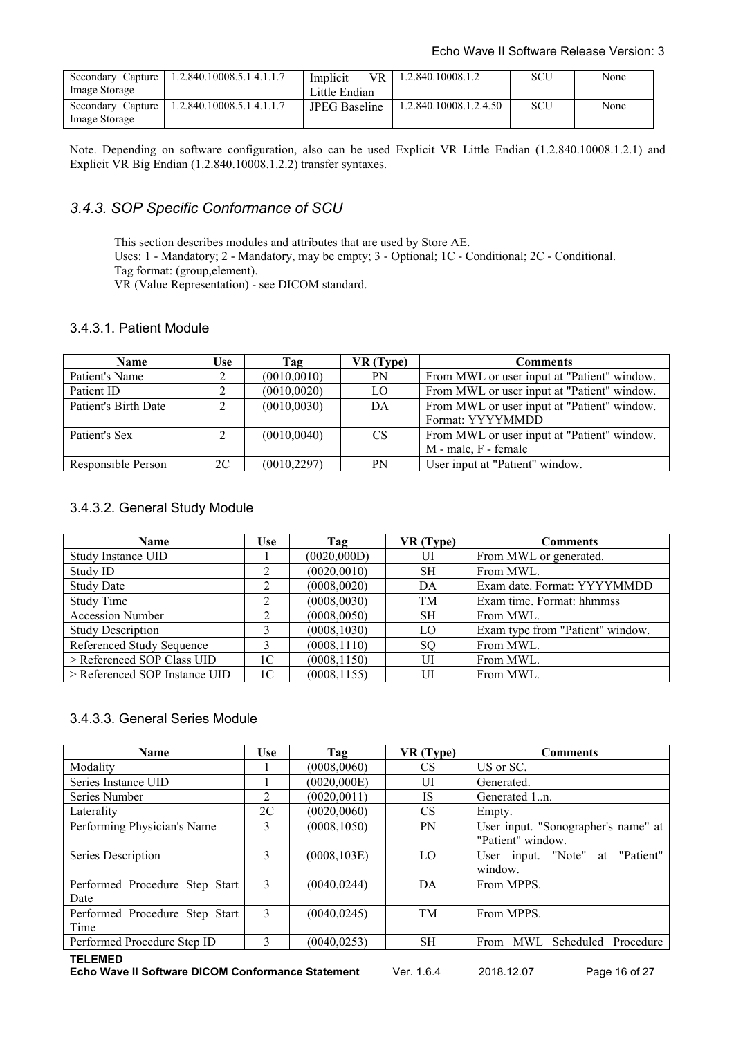| Secondary Capture Image Storage | 1.2.840.10008.5.1.4.1.1.7 | Implicit VR Little Endian | 1.2.840.10008.1.2 | SCU | None |
|---|---|---|---|---|---|
| Secondary Capture Image Storage | 1.2.840.10008.5.1.4.1.1.7 | JPEG Baseline | 1.2.840.10008.1.2.4.50 | SCU | None |

Note. Depending on software configuration, also can be used Explicit VR Little Endian (1.2.840.10008.1.2.1) and Explicit VR Big Endian (1.2.840.10008.1.2.2) transfer syntaxes.

### *3.4.3. SOP Specific Conformance of SCU*

This section describes modules and attributes that are used by Store AE.
Uses: 1 - Mandatory; 2 - Mandatory, may be empty; 3 - Optional; 1C - Conditional; 2C - Conditional.
Tag format: (group,element).
VR (Value Representation) - see DICOM standard.

#### 3.4.3.1. Patient Module

| Name | Use | Tag | VR (Type) | Comments |
|---|---|---|---|---|
| Patient's Name | 2 | (0010,0010) | PN | From MWL or user input at "Patient" window. |
| Patient ID | 2 | (0010,0020) | LO | From MWL or user input at "Patient" window. |
| Patient's Birth Date | 2 | (0010,0030) | DA | From MWL or user input at "Patient" window. Format: YYYYMMDD |
| Patient's Sex | 2 | (0010,0040) | CS | From MWL or user input at "Patient" window. M - male, F - female |
| Responsible Person | 2C | (0010,2297) | PN | User input at "Patient" window. |

#### 3.4.3.2. General Study Module

| Name | Use | Tag | VR (Type) | Comments |
|---|---|---|---|---|
| Study Instance UID | 1 | (0020,000D) | UI | From MWL or generated. |
| Study ID | 2 | (0020,0010) | SH | From MWL. |
| Study Date | 2 | (0008,0020) | DA | Exam date. Format: YYYYMMDD |
| Study Time | 2 | (0008,0030) | TM | Exam time. Format: hhmmss |
| Accession Number | 2 | (0008,0050) | SH | From MWL. |
| Study Description | 3 | (0008,1030) | LO | Exam type from "Patient" window. |
| Referenced Study Sequence | 3 | (0008,1110) | SQ | From MWL. |
| > Referenced SOP Class UID | 1C | (0008,1150) | UI | From MWL. |
| > Referenced SOP Instance UID | 1C | (0008,1155) | UI | From MWL. |

#### 3.4.3.3. General Series Module

| Name | Use | Tag | VR (Type) | Comments |
|---|---|---|---|---|
| Modality | 1 | (0008,0060) | CS | US or SC. |
| Series Instance UID | 1 | (0020,000E) | UI | Generated. |
| Series Number | 2 | (0020,0011) | IS | Generated 1..n. |
| Laterality | 2C | (0020,0060) | CS | Empty. |
| Performing Physician's Name | 3 | (0008,1050) | PN | User input. "Sonographer's name" at "Patient" window. |
| Series Description | 3 | (0008,103E) | LO | User input. "Note" at "Patient" window. |
| Performed Procedure Step Start Date | 3 | (0040,0244) | DA | From MPPS. |
| Performed Procedure Step Start Time | 3 | (0040,0245) | TM | From MPPS. |
| Performed Procedure Step ID | 3 | (0040,0253) | SH | From MWL Scheduled Procedure |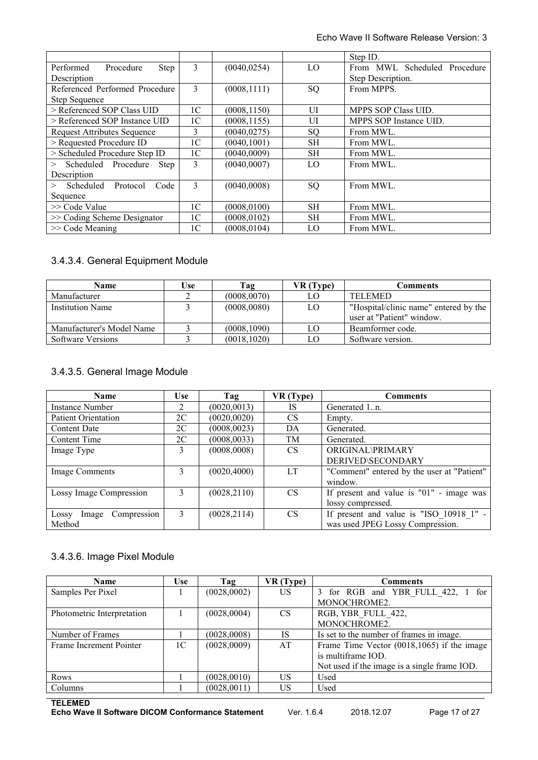| | | | | Step ID. |
|---|---|---|---|---|
| Performed Procedure Step Description | 3 | (0040,0254) | LO | From MWL Scheduled Procedure Step Description. |
| Referenced Performed Procedure Step Sequence | 3 | (0008,1111) | SQ | From MPPS. |
| > Referenced SOP Class UID | 1C | (0008,1150) | UI | MPPS SOP Class UID. |
| > Referenced SOP Instance UID | 1C | (0008,1155) | UI | MPPS SOP Instance UID. |
| Request Attributes Sequence | 3 | (0040,0275) | SQ | From MWL. |
| > Requested Procedure ID | 1C | (0040,1001) | SH | From MWL. |
| > Scheduled Procedure Step ID | 1C | (0040,0009) | SH | From MWL. |
| > Scheduled Procedure Step Description | 3 | (0040,0007) | LO | From MWL. |
| > Scheduled Protocol Code Sequence | 3 | (0040,0008) | SQ | From MWL. |
| >> Code Value | 1C | (0008,0100) | SH | From MWL. |
| >> Coding Scheme Designator | 1C | (0008,0102) | SH | From MWL. |
| >> Code Meaning | 1C | (0008,0104) | LO | From MWL. |

### 3.4.3.4. General Equipment Module

| Name | Use | Tag | VR (Type) | Comments |
|---|---|---|---|---|
| Manufacturer | 2 | (0008,0070) | LO | TELEMED |
| Institution Name | 3 | (0008,0080) | LO | "Hospital/clinic name" entered by the user at "Patient" window. |
| Manufacturer's Model Name | 3 | (0008,1090) | LO | Beamformer code. |
| Software Versions | 3 | (0018,1020) | LO | Software version. |

### 3.4.3.5. General Image Module

| Name | Use | Tag | VR (Type) | Comments |
|---|---|---|---|---|
| Instance Number | 2 | (0020,0013) | IS | Generated 1..n. |
| Patient Orientation | 2C | (0020,0020) | CS | Empty. |
| Content Date | 2C | (0008,0023) | DA | Generated. |
| Content Time | 2C | (0008,0033) | TM | Generated. |
| Image Type | 3 | (0008,0008) | CS | ORIGINAL\PRIMARY<br>DERIVED\SECONDARY |
| Image Comments | 3 | (0020,4000) | LT | "Comment" entered by the user at "Patient" window. |
| Lossy Image Compression | 3 | (0028,2110) | CS | If present and value is "01" - image was lossy compressed. |
| Lossy Image Compression Method | 3 | (0028,2114) | CS | If present and value is "ISO_10918_1" - was used JPEG Lossy Compression. |

### 3.4.3.6. Image Pixel Module

| Name | Use | Tag | VR (Type) | Comments |
|---|---|---|---|---|
| Samples Per Pixel | 1 | (0028,0002) | US | 3 for RGB and YBR_FULL_422, 1 for MONOCHROME2. |
| Photometric Interpretation | 1 | (0028,0004) | CS | RGB, YBR_FULL_422,<br>MONOCHROME2. |
| Number of Frames | 1 | (0028,0008) | IS | Is set to the number of frames in image. |
| Frame Increment Pointer | 1C | (0028,0009) | AT | Frame Time Vector (0018,1065) if the image is multiframe IOD.<br>Not used if the image is a single frame IOD. |
| Rows | 1 | (0028,0010) | US | Used |
| Columns | 1 | (0028,0011) | US | Used |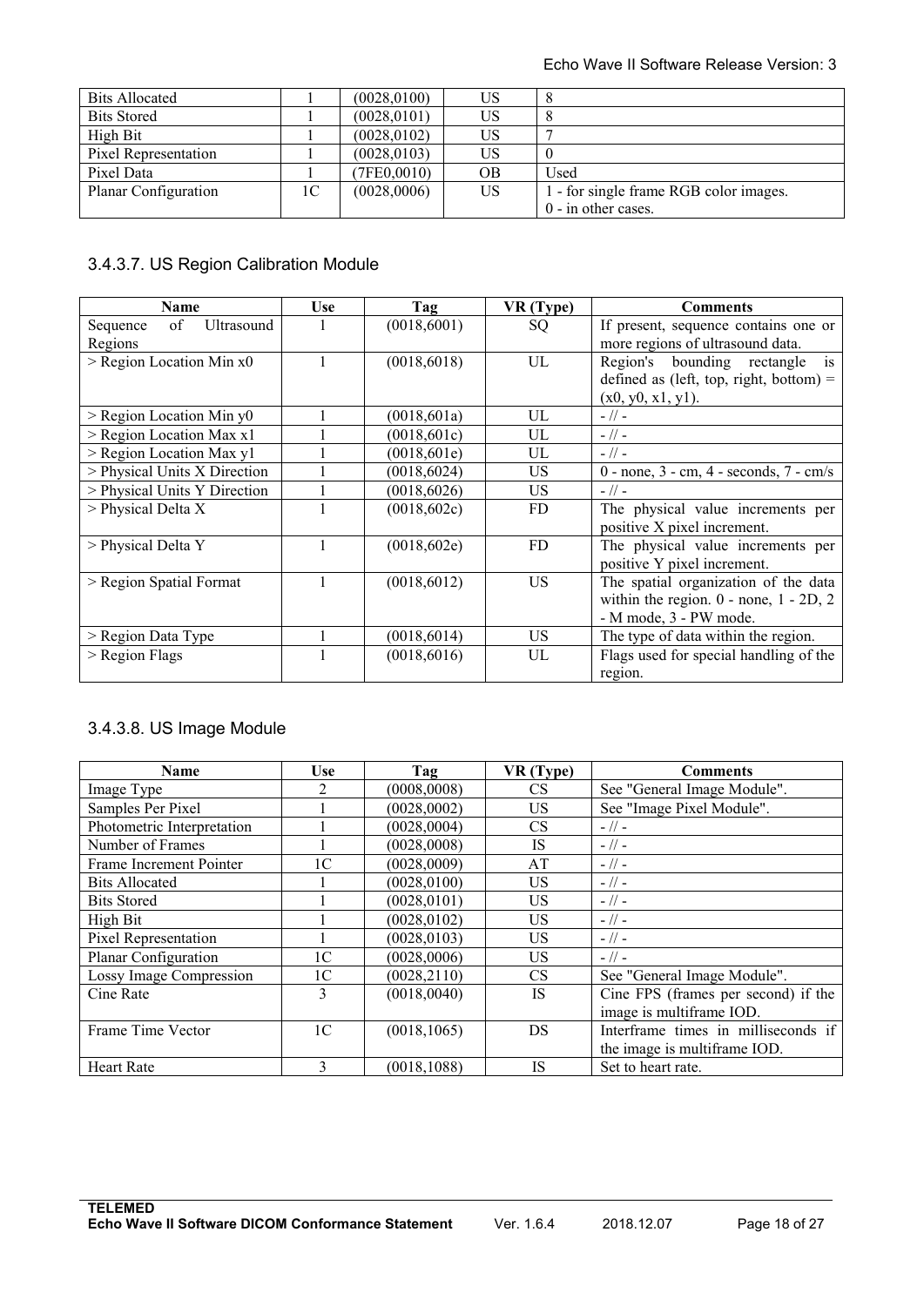| | | | | |
|---|---|---|---|---|
| Bits Allocated | 1 | (0028,0100) | US | 8 |
| Bits Stored | 1 | (0028,0101) | US | 8 |
| High Bit | 1 | (0028,0102) | US | 7 |
| Pixel Representation | 1 | (0028,0103) | US | 0 |
| Pixel Data | 1 | (7FE0,0010) | OB | Used |
| Planar Configuration | 1C | (0028,0006) | US | 1 - for single frame RGB color images. 0 - in other cases. |

### 3.4.3.7. US Region Calibration Module

| Name | Use | Tag | VR (Type) | Comments |
|---|---|---|---|---|
| Sequence of Ultrasound Regions | 1 | (0018,6001) | SQ | If present, sequence contains one or more regions of ultrasound data. |
| > Region Location Min x0 | 1 | (0018,6018) | UL | Region's bounding rectangle is defined as (left, top, right, bottom) = (x0, y0, x1, y1). |
| > Region Location Min y0 | 1 | (0018,601a) | UL | - // - |
| > Region Location Max x1 | 1 | (0018,601c) | UL | - // - |
| > Region Location Max y1 | 1 | (0018,601e) | UL | - // - |
| > Physical Units X Direction | 1 | (0018,6024) | US | 0 - none, 3 - cm, 4 - seconds, 7 - cm/s |
| > Physical Units Y Direction | 1 | (0018,6026) | US | - // - |
| > Physical Delta X | 1 | (0018,602c) | FD | The physical value increments per positive X pixel increment. |
| > Physical Delta Y | 1 | (0018,602e) | FD | The physical value increments per positive Y pixel increment. |
| > Region Spatial Format | 1 | (0018,6012) | US | The spatial organization of the data within the region. 0 - none, 1 - 2D, 2 - M mode, 3 - PW mode. |
| > Region Data Type | 1 | (0018,6014) | US | The type of data within the region. |
| > Region Flags | 1 | (0018,6016) | UL | Flags used for special handling of the region. |

### 3.4.3.8. US Image Module

| Name | Use | Tag | VR (Type) | Comments |
|---|---|---|---|---|
| Image Type | 2 | (0008,0008) | CS | See "General Image Module". |
| Samples Per Pixel | 1 | (0028,0002) | US | See "Image Pixel Module". |
| Photometric Interpretation | 1 | (0028,0004) | CS | - // - |
| Number of Frames | 1 | (0028,0008) | IS | - // - |
| Frame Increment Pointer | 1C | (0028,0009) | AT | - // - |
| Bits Allocated | 1 | (0028,0100) | US | - // - |
| Bits Stored | 1 | (0028,0101) | US | - // - |
| High Bit | 1 | (0028,0102) | US | - // - |
| Pixel Representation | 1 | (0028,0103) | US | - // - |
| Planar Configuration | 1C | (0028,0006) | US | - // - |
| Lossy Image Compression | 1C | (0028,2110) | CS | See "General Image Module". |
| Cine Rate | 3 | (0018,0040) | IS | Cine FPS (frames per second) if the image is multiframe IOD. |
| Frame Time Vector | 1C | (0018,1065) | DS | Interframe times in milliseconds if the image is multiframe IOD. |
| Heart Rate | 3 | (0018,1088) | IS | Set to heart rate. |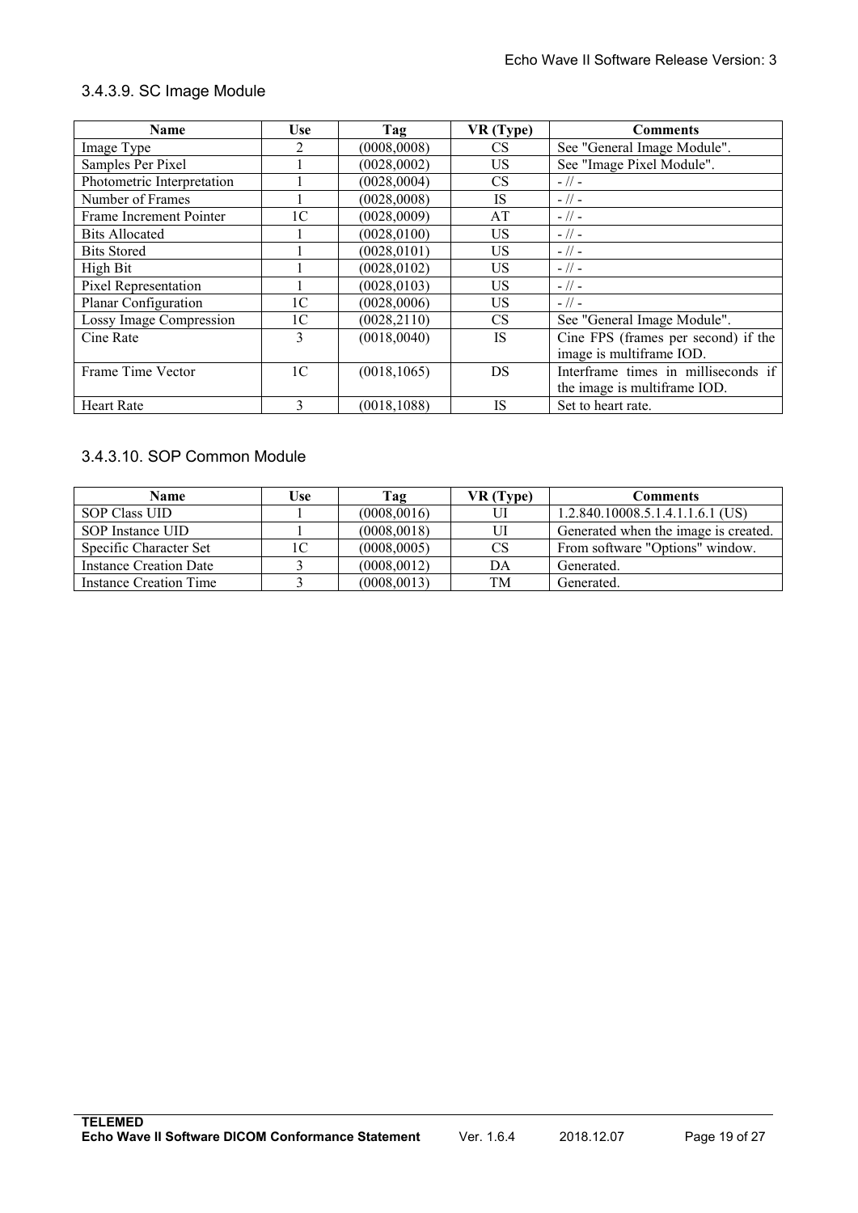### 3.4.3.9. SC Image Module

| Name | Use | Tag | VR (Type) | Comments |
|---|---|---|---|---|
| Image Type | 2 | (0008,0008) | CS | See "General Image Module". |
| Samples Per Pixel | 1 | (0028,0002) | US | See "Image Pixel Module". |
| Photometric Interpretation | 1 | (0028,0004) | CS | - // - |
| Number of Frames | 1 | (0028,0008) | IS | - // - |
| Frame Increment Pointer | 1C | (0028,0009) | AT | - // - |
| Bits Allocated | 1 | (0028,0100) | US | - // - |
| Bits Stored | 1 | (0028,0101) | US | - // - |
| High Bit | 1 | (0028,0102) | US | - // - |
| Pixel Representation | 1 | (0028,0103) | US | - // - |
| Planar Configuration | 1C | (0028,0006) | US | - // - |
| Lossy Image Compression | 1C | (0028,2110) | CS | See "General Image Module". |
| Cine Rate | 3 | (0018,0040) | IS | Cine FPS (frames per second) if the image is multiframe IOD. |
| Frame Time Vector | 1C | (0018,1065) | DS | Interframe times in milliseconds if the image is multiframe IOD. |
| Heart Rate | 3 | (0018,1088) | IS | Set to heart rate. |

### 3.4.3.10. SOP Common Module

| Name | Use | Tag | VR (Type) | Comments |
|---|---|---|---|---|
| SOP Class UID | 1 | (0008,0016) | UI | 1.2.840.10008.5.1.4.1.1.6.1 (US) |
| SOP Instance UID | 1 | (0008,0018) | UI | Generated when the image is created. |
| Specific Character Set | 1C | (0008,0005) | CS | From software "Options" window. |
| Instance Creation Date | 3 | (0008,0012) | DA | Generated. |
| Instance Creation Time | 3 | (0008,0013) | TM | Generated. |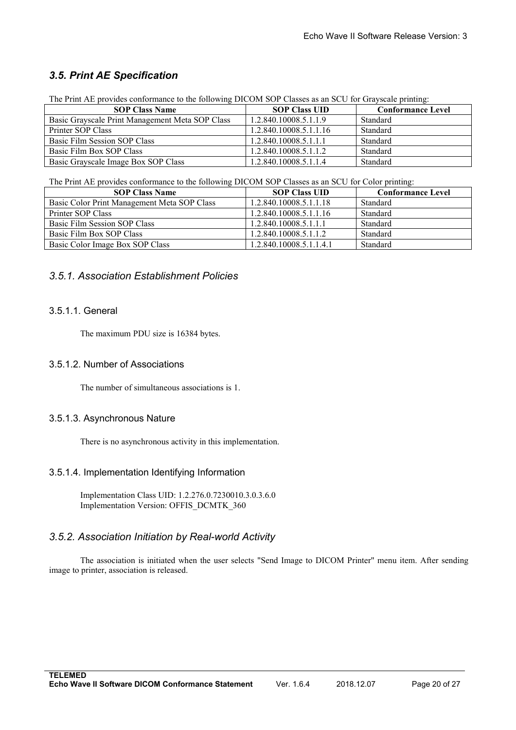## *3.5. Print AE Specification*

The Print AE provides conformance to the following DICOM SOP Classes as an SCU for Grayscale printing:

| SOP Class Name | SOP Class UID | Conformance Level |
|---|---|---|
| Basic Grayscale Print Management Meta SOP Class | 1.2.840.10008.5.1.1.9 | Standard |
| Printer SOP Class | 1.2.840.10008.5.1.1.16 | Standard |
| Basic Film Session SOP Class | 1.2.840.10008.5.1.1.1 | Standard |
| Basic Film Box SOP Class | 1.2.840.10008.5.1.1.2 | Standard |
| Basic Grayscale Image Box SOP Class | 1.2.840.10008.5.1.1.4 | Standard |

The Print AE provides conformance to the following DICOM SOP Classes as an SCU for Color printing:

| SOP Class Name | SOP Class UID | Conformance Level |
|---|---|---|
| Basic Color Print Management Meta SOP Class | 1.2.840.10008.5.1.1.18 | Standard |
| Printer SOP Class | 1.2.840.10008.5.1.1.16 | Standard |
| Basic Film Session SOP Class | 1.2.840.10008.5.1.1.1 | Standard |
| Basic Film Box SOP Class | 1.2.840.10008.5.1.1.2 | Standard |
| Basic Color Image Box SOP Class | 1.2.840.10008.5.1.1.4.1 | Standard |

### *3.5.1. Association Establishment Policies*

#### 3.5.1.1. General

The maximum PDU size is 16384 bytes.

#### 3.5.1.2. Number of Associations

The number of simultaneous associations is 1.

#### 3.5.1.3. Asynchronous Nature

There is no asynchronous activity in this implementation.

#### 3.5.1.4. Implementation Identifying Information

Implementation Class UID: 1.2.276.0.7230010.3.0.3.6.0
Implementation Version: OFFIS_DCMTK_360

### *3.5.2. Association Initiation by Real-world Activity*

The association is initiated when the user selects "Send Image to DICOM Printer" menu item. After sending image to printer, association is released.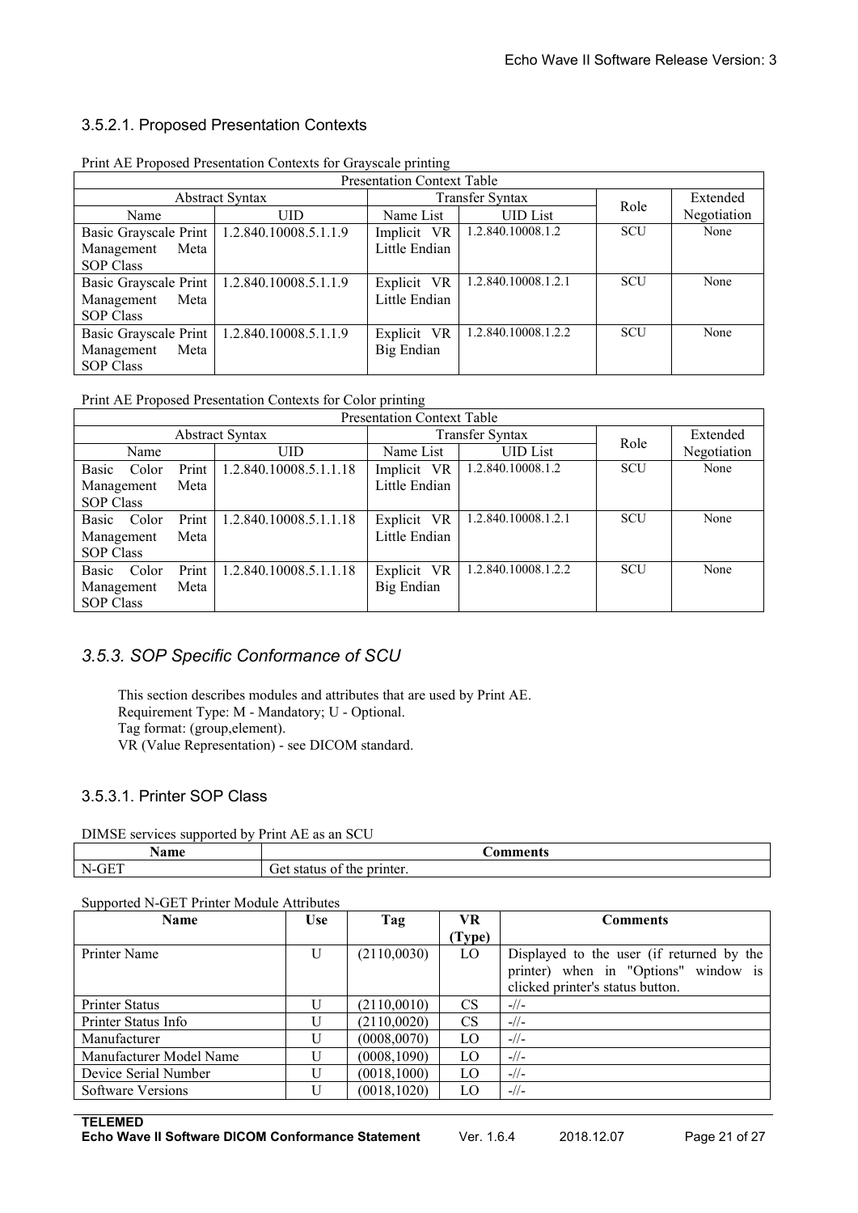### 3.5.2.1. Proposed Presentation Contexts

Print AE Proposed Presentation Contexts for Grayscale printing

| Presentation Context Table | | | | | |
|---|---|---|---|---|---|
| Abstract Syntax | | Transfer Syntax | | Role | Extended Negotiation |
| Name | UID | Name List | UID List | | |
| Basic Grayscale Print Management Meta SOP Class | 1.2.840.10008.5.1.1.9 | Implicit VR Little Endian | 1.2.840.10008.1.2 | SCU | None |
| Basic Grayscale Print Management Meta SOP Class | 1.2.840.10008.5.1.1.9 | Explicit VR Little Endian | 1.2.840.10008.1.2.1 | SCU | None |
| Basic Grayscale Print Management Meta SOP Class | 1.2.840.10008.5.1.1.9 | Explicit VR Big Endian | 1.2.840.10008.1.2.2 | SCU | None |

Print AE Proposed Presentation Contexts for Color printing

| Presentation Context Table | | | | | |
|---|---|---|---|---|---|
| Abstract Syntax | | Transfer Syntax | | Role | Extended Negotiation |
| Name | UID | Name List | UID List | | |
| Basic Color Print Management Meta SOP Class | 1.2.840.10008.5.1.1.18 | Implicit VR Little Endian | 1.2.840.10008.1.2 | SCU | None |
| Basic Color Print Management Meta SOP Class | 1.2.840.10008.5.1.1.18 | Explicit VR Little Endian | 1.2.840.10008.1.2.1 | SCU | None |
| Basic Color Print Management Meta SOP Class | 1.2.840.10008.5.1.1.18 | Explicit VR Big Endian | 1.2.840.10008.1.2.2 | SCU | None |

## *3.5.3. SOP Specific Conformance of SCU*

This section describes modules and attributes that are used by Print AE.
Requirement Type: M - Mandatory; U - Optional.
Tag format: (group,element).
VR (Value Representation) - see DICOM standard.

### 3.5.3.1. Printer SOP Class

DIMSE services supported by Print AE as an SCU

| Name | Comments |
|---|---|
| N-GET | Get status of the printer. |

Supported N-GET Printer Module Attributes

| Name | Use | Tag | VR (Type) | Comments |
|---|---|---|---|---|
| Printer Name | U | (2110,0030) | LO | Displayed to the user (if returned by the printer) when in "Options" window is clicked printer's status button. |
| Printer Status | U | (2110,0010) | CS | -//- |
| Printer Status Info | U | (2110,0020) | CS | -//- |
| Manufacturer | U | (0008,0070) | LO | -//- |
| Manufacturer Model Name | U | (0008,1090) | LO | -//- |
| Device Serial Number | U | (0018,1000) | LO | -//- |
| Software Versions | U | (0018,1020) | LO | -//- |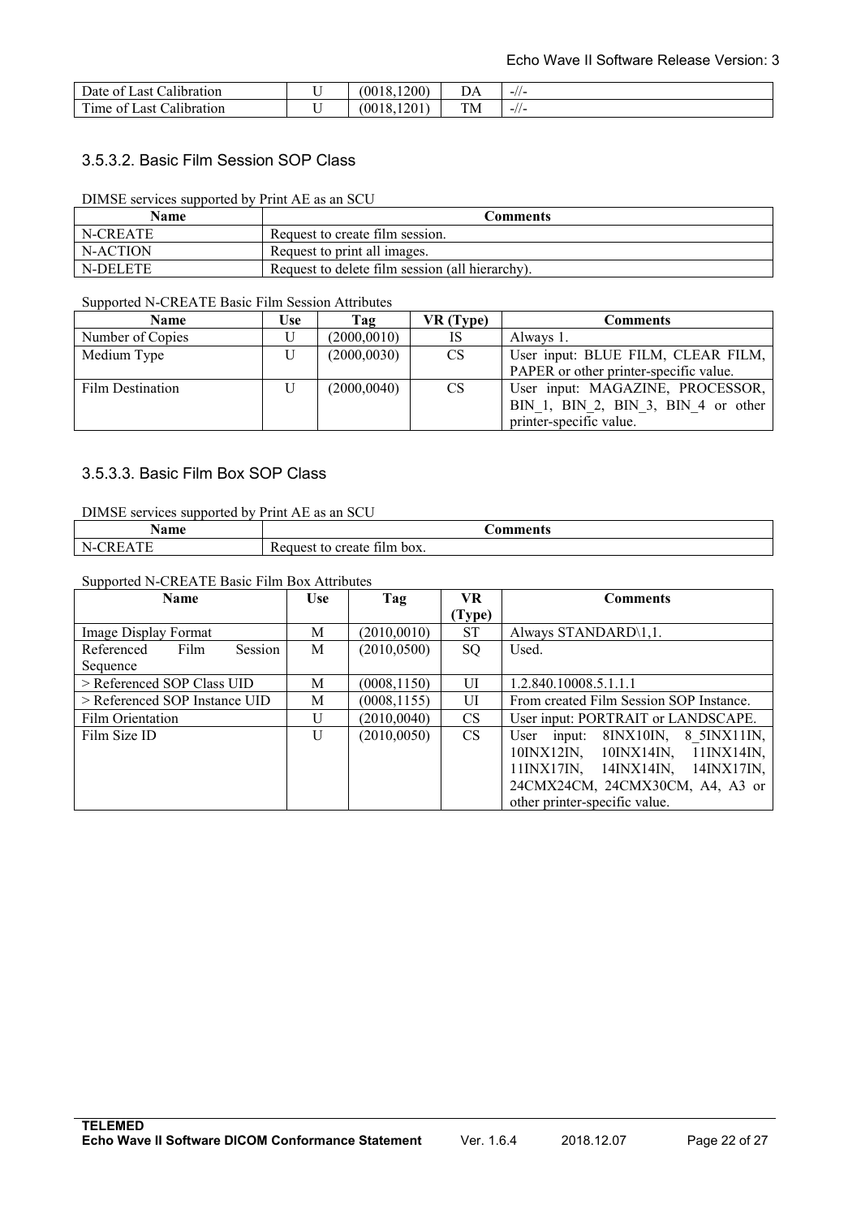| Date of Last Calibration | U | (0018,1200) | DA | -//- |
|---|---|---|---|---|
| Time of Last Calibration | U | (0018,1201) | TM | -//- |

### 3.5.3.2. Basic Film Session SOP Class

DIMSE services supported by Print AE as an SCU

| Name | Comments |
|---|---|
| N-CREATE | Request to create film session. |
| N-ACTION | Request to print all images. |
| N-DELETE | Request to delete film session (all hierarchy). |

Supported N-CREATE Basic Film Session Attributes

| Name | Use | Tag | VR (Type) | Comments |
|---|---|---|---|---|
| Number of Copies | U | (2000,0010) | IS | Always 1. |
| Medium Type | U | (2000,0030) | CS | User input: BLUE FILM, CLEAR FILM, PAPER or other printer-specific value. |
| Film Destination | U | (2000,0040) | CS | User input: MAGAZINE, PROCESSOR, BIN_1, BIN_2, BIN_3, BIN_4 or other printer-specific value. |

### 3.5.3.3. Basic Film Box SOP Class

DIMSE services supported by Print AE as an SCU

| Name | Comments |
|---|---|
| N-CREATE | Request to create film box. |

Supported N-CREATE Basic Film Box Attributes

| Name | Use | Tag | VR (Type) | Comments |
|---|---|---|---|---|
| Image Display Format | M | (2010,0010) | ST | Always STANDARD\1,1. |
| Referenced Film Session Sequence | M | (2010,0500) | SQ | Used. |
| > Referenced SOP Class UID | M | (0008,1150) | UI | 1.2.840.10008.5.1.1.1 |
| > Referenced SOP Instance UID | M | (0008,1155) | UI | From created Film Session SOP Instance. |
| Film Orientation | U | (2010,0040) | CS | User input: PORTRAIT or LANDSCAPE. |
| Film Size ID | U | (2010,0050) | CS | User input: 8INX10IN, 8_5INX11IN, 10INX12IN, 10INX14IN, 11INX14IN, 11INX17IN, 14INX14IN, 14INX17IN, 24CMX24CM, 24CMX30CM, A4, A3 or other printer-specific value. |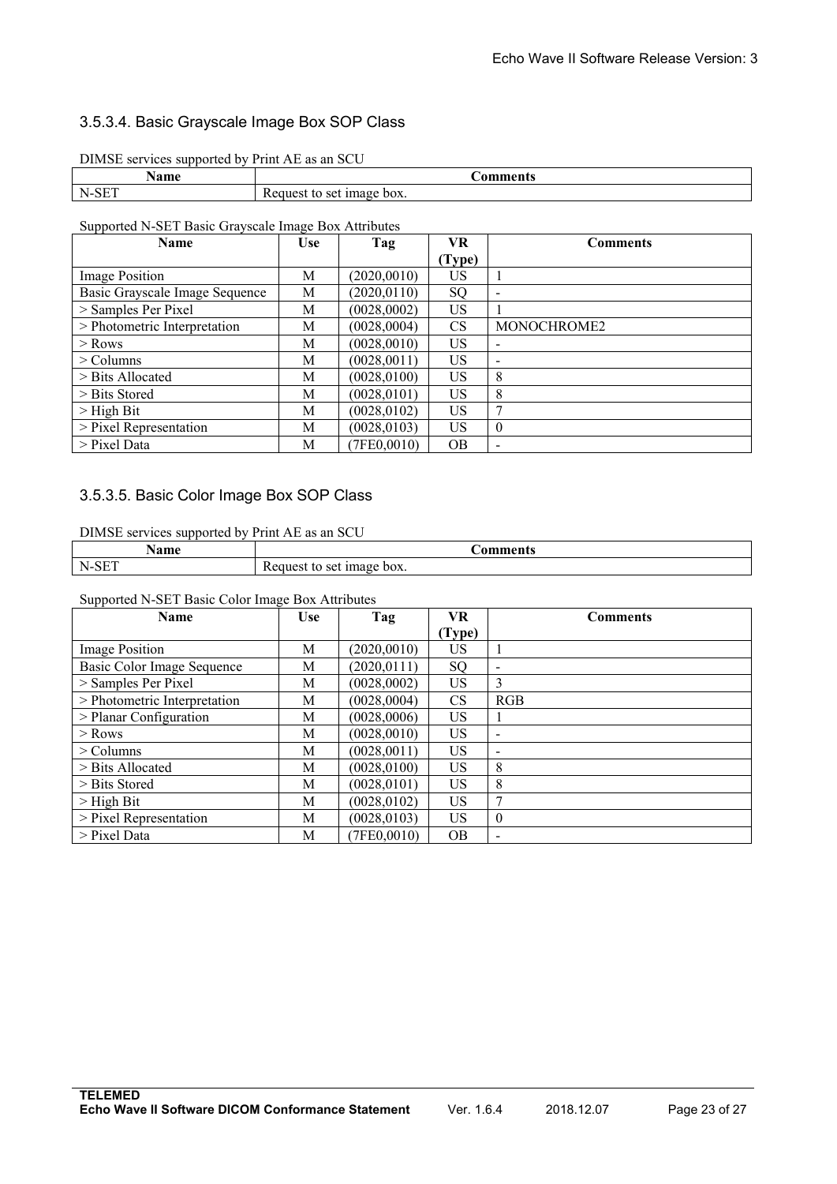### 3.5.3.4. Basic Grayscale Image Box SOP Class

DIMSE services supported by Print AE as an SCU

| Name | Comments |
|---|---|
| N-SET | Request to set image box. |

Supported N-SET Basic Grayscale Image Box Attributes

| Name | Use | Tag | VR (Type) | Comments |
|---|---|---|---|---|
| Image Position | M | (2020,0010) | US | 1 |
| Basic Grayscale Image Sequence | M | (2020,0110) | SQ | - |
| > Samples Per Pixel | M | (0028,0002) | US | 1 |
| > Photometric Interpretation | M | (0028,0004) | CS | MONOCHROME2 |
| > Rows | M | (0028,0010) | US | - |
| > Columns | M | (0028,0011) | US | - |
| > Bits Allocated | M | (0028,0100) | US | 8 |
| > Bits Stored | M | (0028,0101) | US | 8 |
| > High Bit | M | (0028,0102) | US | 7 |
| > Pixel Representation | M | (0028,0103) | US | 0 |
| > Pixel Data | M | (7FE0,0010) | OB | - |

### 3.5.3.5. Basic Color Image Box SOP Class

DIMSE services supported by Print AE as an SCU

| Name | Comments |
|---|---|
| N-SET | Request to set image box. |

Supported N-SET Basic Color Image Box Attributes

| Name | Use | Tag | VR (Type) | Comments |
|---|---|---|---|---|
| Image Position | M | (2020,0010) | US | 1 |
| Basic Color Image Sequence | M | (2020,0111) | SQ | - |
| > Samples Per Pixel | M | (0028,0002) | US | 3 |
| > Photometric Interpretation | M | (0028,0004) | CS | RGB |
| > Planar Configuration | M | (0028,0006) | US | 1 |
| > Rows | M | (0028,0010) | US | - |
| > Columns | M | (0028,0011) | US | - |
| > Bits Allocated | M | (0028,0100) | US | 8 |
| > Bits Stored | M | (0028,0101) | US | 8 |
| > High Bit | M | (0028,0102) | US | 7 |
| > Pixel Representation | M | (0028,0103) | US | 0 |
| > Pixel Data | M | (7FE0,0010) | OB | - |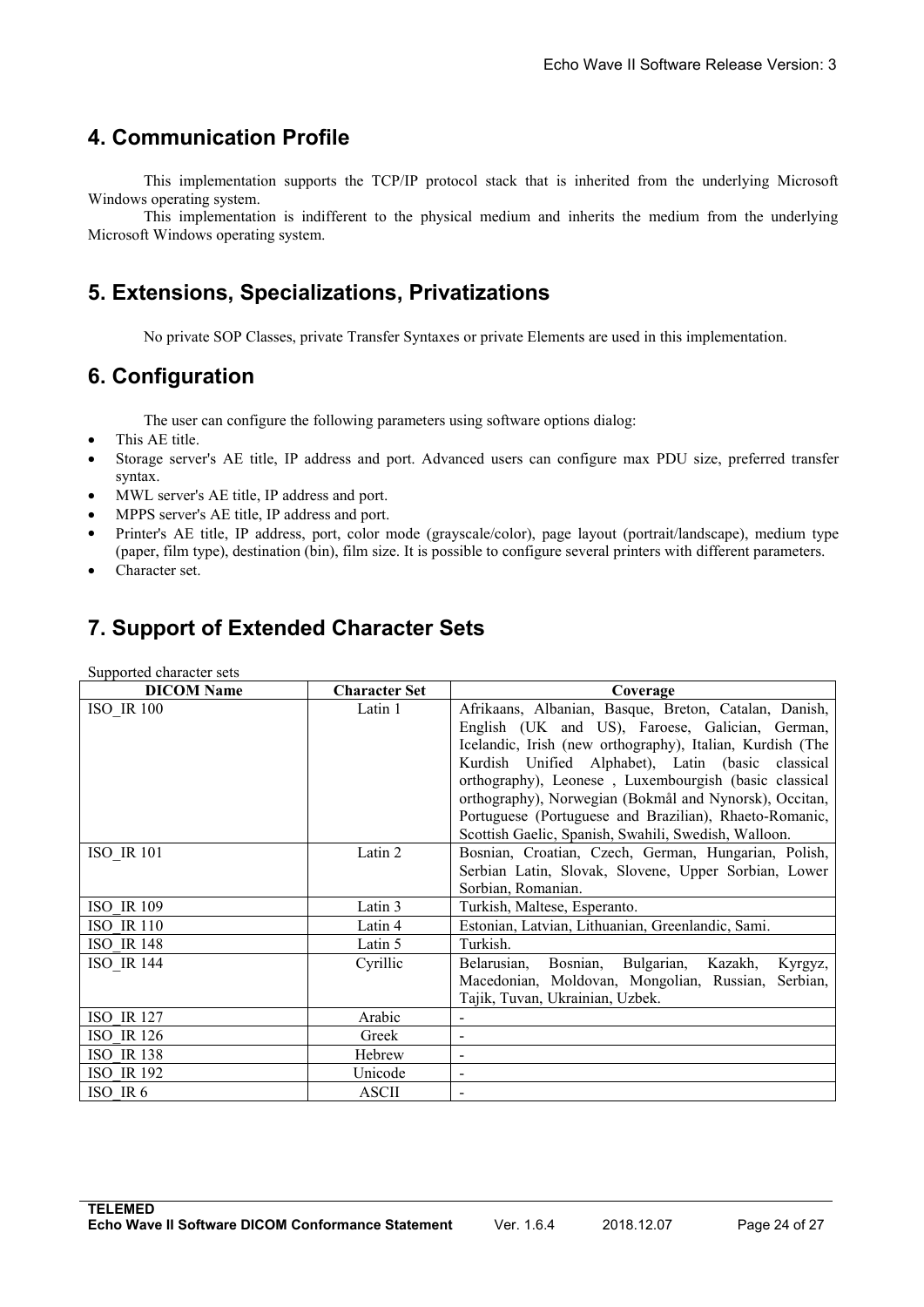## 4. Communication Profile

This implementation supports the TCP/IP protocol stack that is inherited from the underlying Microsoft Windows operating system.

This implementation is indifferent to the physical medium and inherits the medium from the underlying Microsoft Windows operating system.

## 5. Extensions, Specializations, Privatizations

No private SOP Classes, private Transfer Syntaxes or private Elements are used in this implementation.

## 6. Configuration

The user can configure the following parameters using software options dialog:

- This AE title.
- Storage server's AE title, IP address and port. Advanced users can configure max PDU size, preferred transfer syntax.
- MWL server's AE title, IP address and port.
- MPPS server's AE title, IP address and port.
- Printer's AE title, IP address, port, color mode (grayscale/color), page layout (portrait/landscape), medium type (paper, film type), destination (bin), film size. It is possible to configure several printers with different parameters.
- Character set.

## 7. Support of Extended Character Sets

Supported character sets

| DICOM Name | Character Set | Coverage |
|---|---|---|
| ISO_IR 100 | Latin 1 | Afrikaans, Albanian, Basque, Breton, Catalan, Danish, English (UK and US), Faroese, Galician, German, Icelandic, Irish (new orthography), Italian, Kurdish (The Kurdish Unified Alphabet), Latin (basic classical orthography), Leonese , Luxembourgish (basic classical orthography), Norwegian (Bokmål and Nynorsk), Occitan, Portuguese (Portuguese and Brazilian), Rhaeto-Romanic, Scottish Gaelic, Spanish, Swahili, Swedish, Walloon. |
| ISO_IR 101 | Latin 2 | Bosnian, Croatian, Czech, German, Hungarian, Polish, Serbian Latin, Slovak, Slovene, Upper Sorbian, Lower Sorbian, Romanian. |
| ISO_IR 109 | Latin 3 | Turkish, Maltese, Esperanto. |
| ISO_IR 110 | Latin 4 | Estonian, Latvian, Lithuanian, Greenlandic, Sami. |
| ISO_IR 148 | Latin 5 | Turkish. |
| ISO_IR 144 | Cyrillic | Belarusian, Bosnian, Bulgarian, Kazakh, Kyrgyz, Macedonian, Moldovan, Mongolian, Russian, Serbian, Tajik, Tuvan, Ukrainian, Uzbek. |
| ISO_IR 127 | Arabic | - |
| ISO_IR 126 | Greek | - |
| ISO_IR 138 | Hebrew | - |
| ISO_IR 192 | Unicode | - |
| ISO_IR 6 | ASCII | - |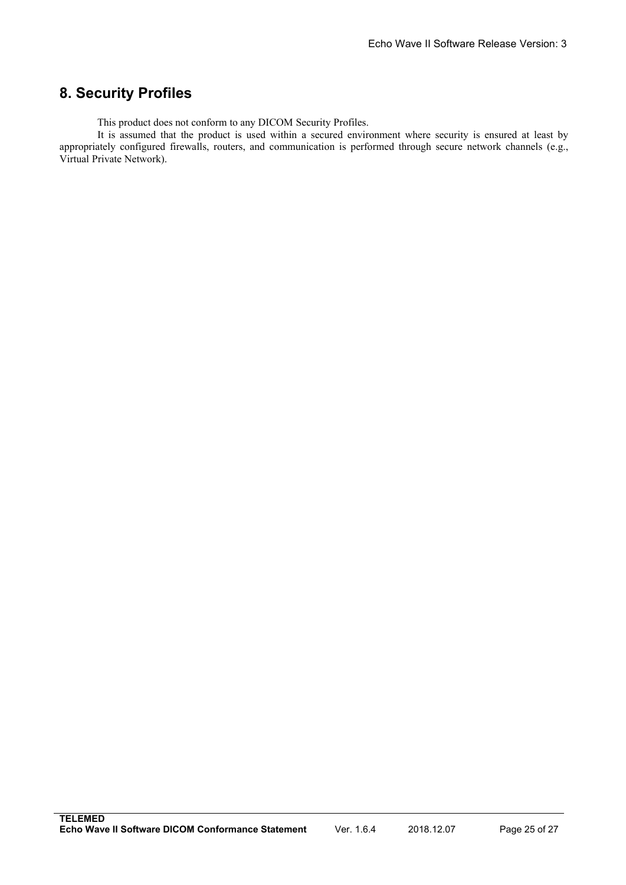# 8. Security Profiles

This product does not conform to any DICOM Security Profiles.

It is assumed that the product is used within a secured environment where security is ensured at least by appropriately configured firewalls, routers, and communication is performed through secure network channels (e.g., Virtual Private Network).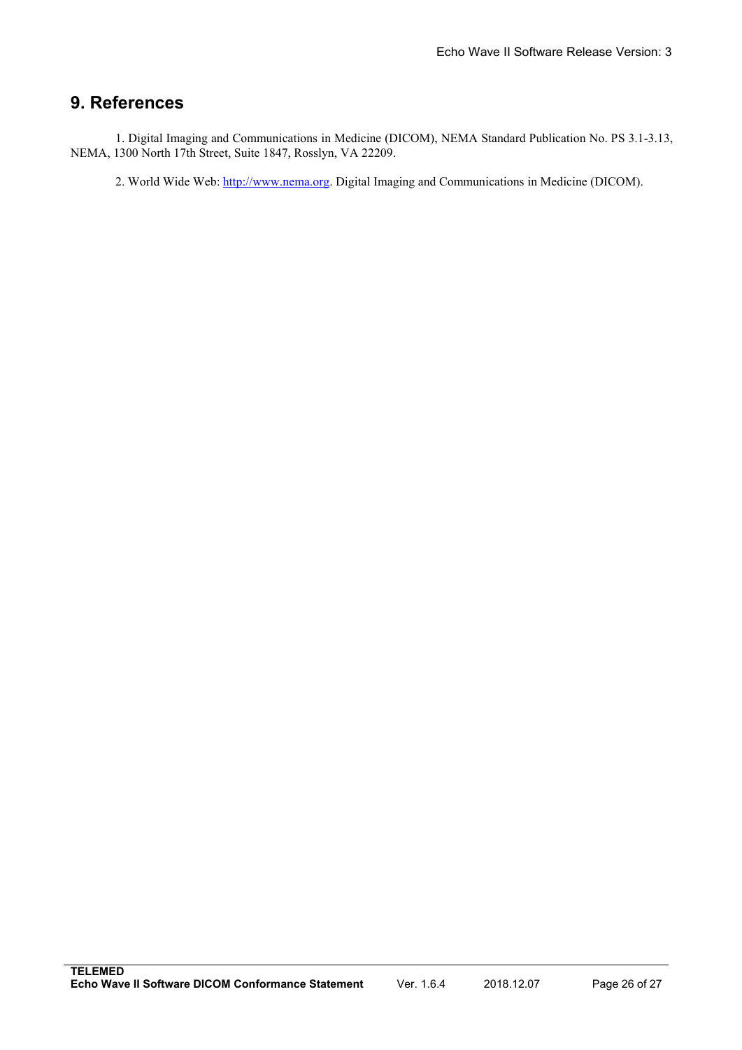# 9. References

1. Digital Imaging and Communications in Medicine (DICOM), NEMA Standard Publication No. PS 3.1-3.13, NEMA, 1300 North 17th Street, Suite 1847, Rosslyn, VA 22209.

2. World Wide Web: http://www.nema.org. Digital Imaging and Communications in Medicine (DICOM).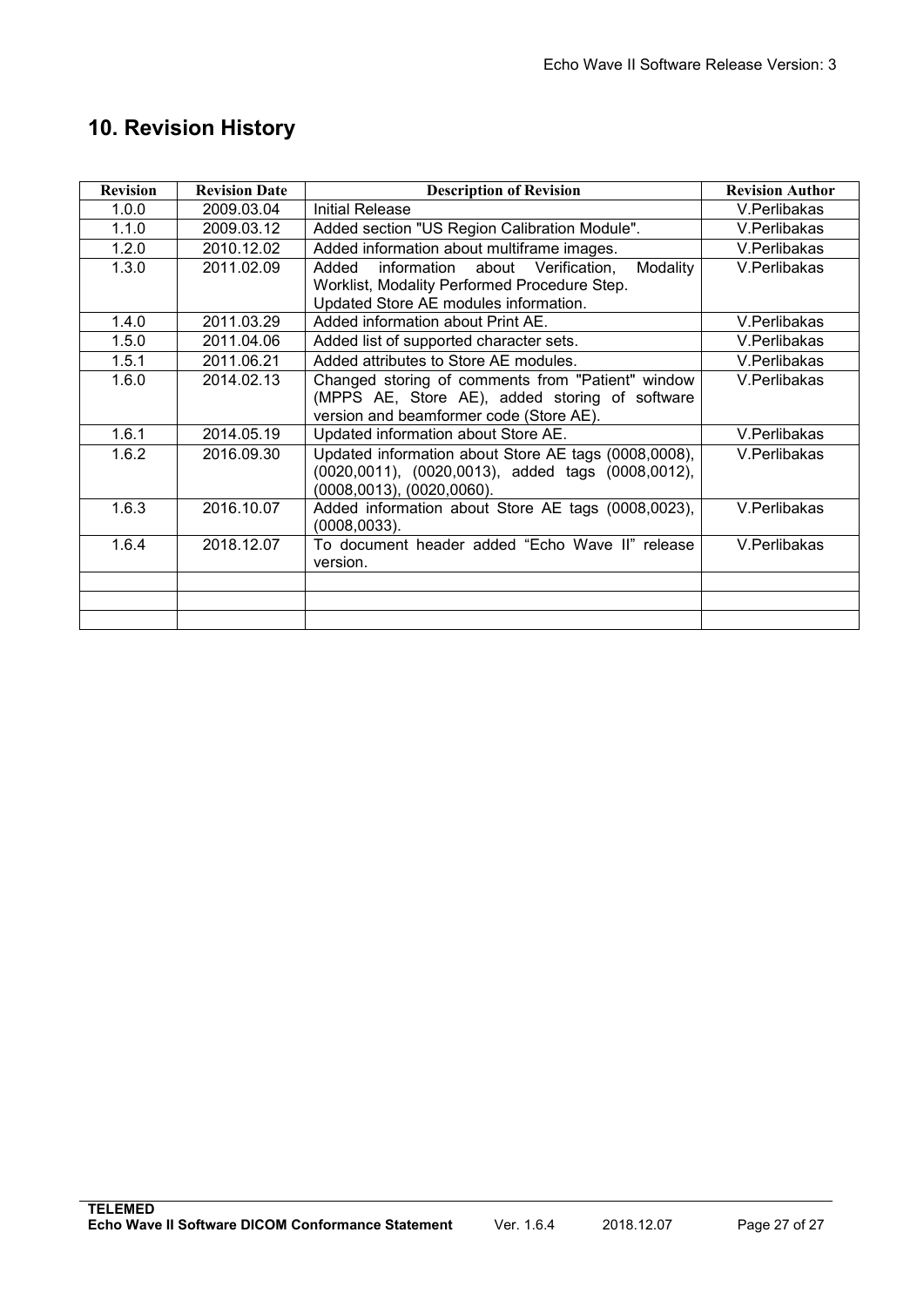## 10. Revision History

| Revision | Revision Date | Description of Revision | Revision Author |
|---|---|---|---|
| 1.0.0 | 2009.03.04 | Initial Release | V.Perlibakas |
| 1.1.0 | 2009.03.12 | Added section "US Region Calibration Module". | V.Perlibakas |
| 1.2.0 | 2010.12.02 | Added information about multiframe images. | V.Perlibakas |
| 1.3.0 | 2011.02.09 | Added information about Verification, Modality Worklist, Modality Performed Procedure Step. Updated Store AE modules information. | V.Perlibakas |
| 1.4.0 | 2011.03.29 | Added information about Print AE. | V.Perlibakas |
| 1.5.0 | 2011.04.06 | Added list of supported character sets. | V.Perlibakas |
| 1.5.1 | 2011.06.21 | Added attributes to Store AE modules. | V.Perlibakas |
| 1.6.0 | 2014.02.13 | Changed storing of comments from "Patient" window (MPPS AE, Store AE), added storing of software version and beamformer code (Store AE). | V.Perlibakas |
| 1.6.1 | 2014.05.19 | Updated information about Store AE. | V.Perlibakas |
| 1.6.2 | 2016.09.30 | Updated information about Store AE tags (0008,0008), (0020,0011), (0020,0013), added tags (0008,0012), (0008,0013), (0020,0060). | V.Perlibakas |
| 1.6.3 | 2016.10.07 | Added information about Store AE tags (0008,0023), (0008,0033). | V.Perlibakas |
| 1.6.4 | 2018.12.07 | To document header added "Echo Wave II" release version. | V.Perlibakas |
| | | | |
| | | | |
| | | | |